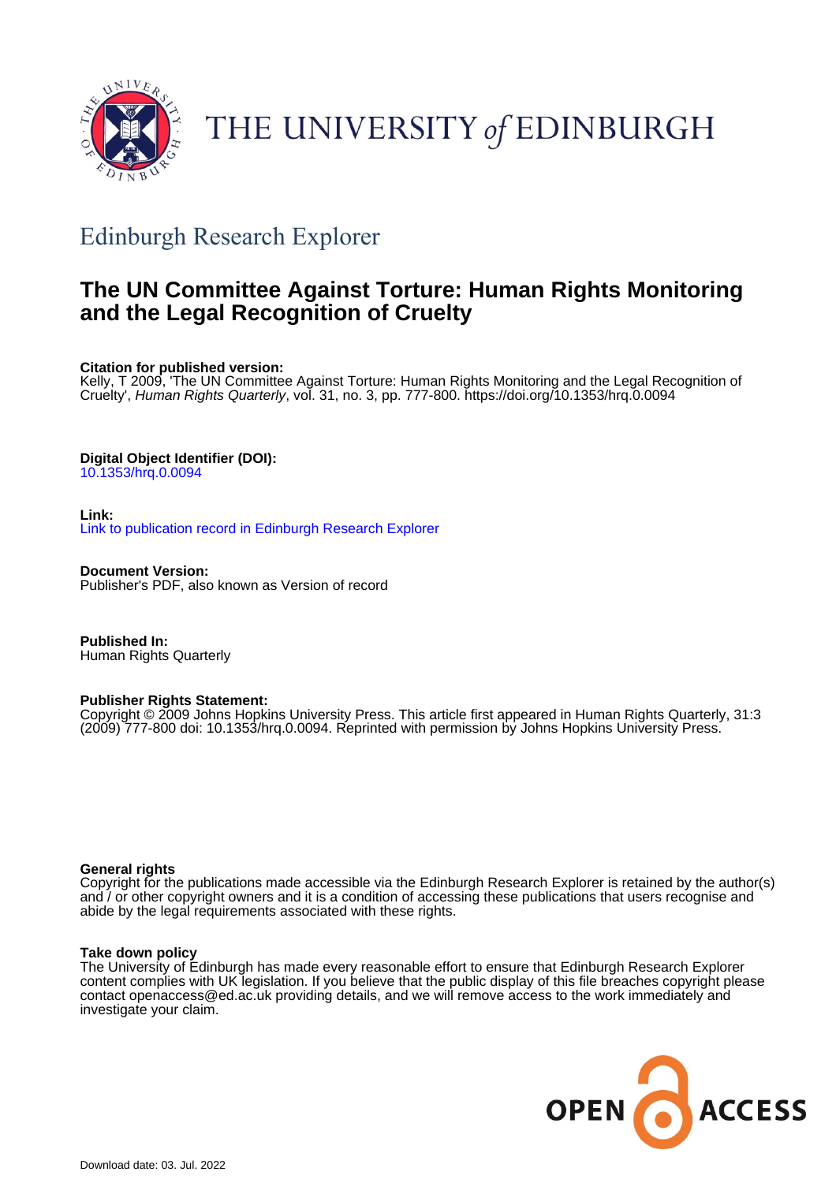THE UNIVERSITY *of* EDINBURGH

## Edinburgh Research Explorer

# The UN Committee Against Torture: Human Rights Monitoring and the Legal Recognition of Cruelty

**Citation for published version:**
Kelly, T 2009, 'The UN Committee Against Torture: Human Rights Monitoring and the Legal Recognition of Cruelty', *Human Rights Quarterly*, vol. 31, no. 3, pp. 777-800. https://doi.org/10.1353/hrq.0.0094

**Digital Object Identifier (DOI):**
10.1353/hrq.0.0094

**Link:**
Link to publication record in Edinburgh Research Explorer

**Document Version:**
Publisher's PDF, also known as Version of record

**Published In:**
Human Rights Quarterly

**Publisher Rights Statement:**
Copyright © 2009 Johns Hopkins University Press. This article first appeared in Human Rights Quarterly, 31:3 (2009) 777-800 doi: 10.1353/hrq.0.0094. Reprinted with permission by Johns Hopkins University Press.

**General rights**
Copyright for the publications made accessible via the Edinburgh Research Explorer is retained by the author(s) and / or other copyright owners and it is a condition of accessing these publications that users recognise and abide by the legal requirements associated with these rights.

**Take down policy**
The University of Edinburgh has made every reasonable effort to ensure that Edinburgh Research Explorer content complies with UK legislation. If you believe that the public display of this file breaches copyright please contact openaccess@ed.ac.uk providing details, and we will remove access to the work immediately and investigate your claim.

OPEN ACCESS

Download date: 03. Jul. 2022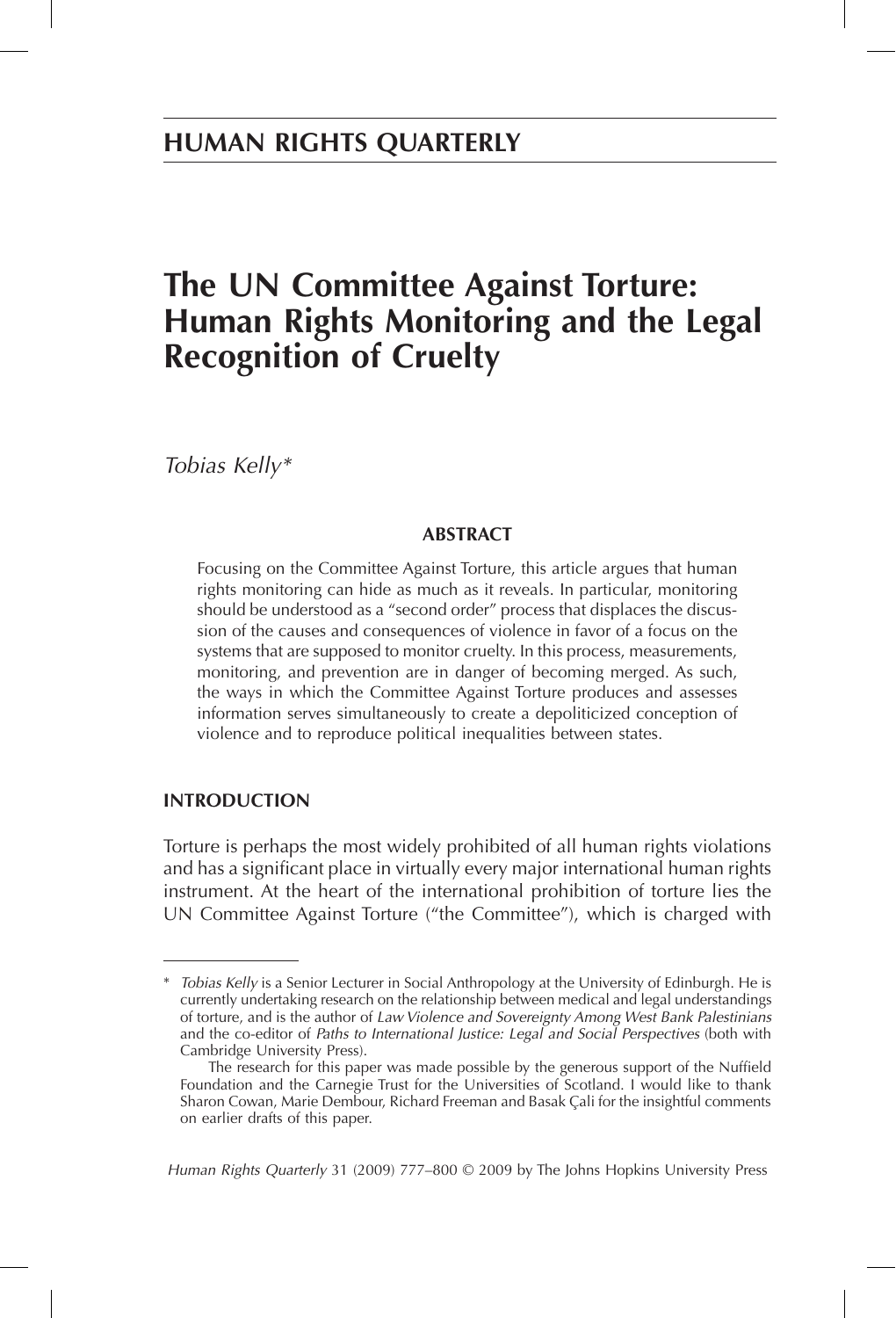# HUMAN RIGHTS QUARTERLY

# The UN Committee Against Torture: Human Rights Monitoring and the Legal Recognition of Cruelty

*Tobias Kelly**

## ABSTRACT

Focusing on the Committee Against Torture, this article argues that human rights monitoring can hide as much as it reveals. In particular, monitoring should be understood as a "second order" process that displaces the discussion of the causes and consequences of violence in favor of a focus on the systems that are supposed to monitor cruelty. In this process, measurements, monitoring, and prevention are in danger of becoming merged. As such, the ways in which the Committee Against Torture produces and assesses information serves simultaneously to create a depoliticized conception of violence and to reproduce political inequalities between states.

## INTRODUCTION

Torture is perhaps the most widely prohibited of all human rights violations and has a significant place in virtually every major international human rights instrument. At the heart of the international prohibition of torture lies the UN Committee Against Torture ("the Committee"), which is charged with

---

\* *Tobias Kelly* is a Senior Lecturer in Social Anthropology at the University of Edinburgh. He is currently undertaking research on the relationship between medical and legal understandings of torture, and is the author of *Law Violence and Sovereignty Among West Bank Palestinians* and the co-editor of *Paths to International Justice: Legal and Social Perspectives* (both with Cambridge University Press).

The research for this paper was made possible by the generous support of the Nuffield Foundation and the Carnegie Trust for the Universities of Scotland. I would like to thank Sharon Cowan, Marie Dembour, Richard Freeman and Basak Çali for the insightful comments on earlier drafts of this paper.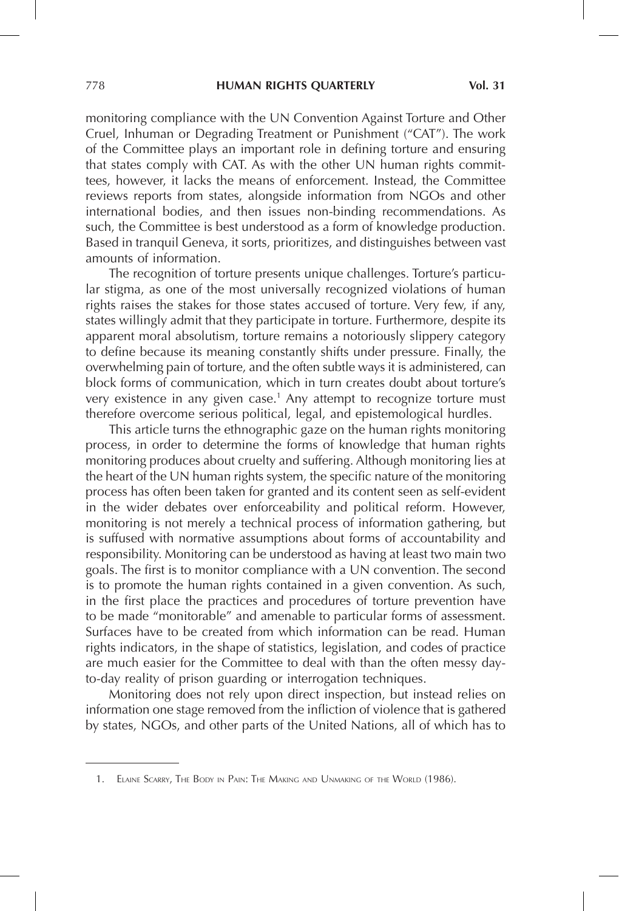monitoring compliance with the UN Convention Against Torture and Other Cruel, Inhuman or Degrading Treatment or Punishment ("CAT"). The work of the Committee plays an important role in defining torture and ensuring that states comply with CAT. As with the other UN human rights committees, however, it lacks the means of enforcement. Instead, the Committee reviews reports from states, alongside information from NGOs and other international bodies, and then issues non-binding recommendations. As such, the Committee is best understood as a form of knowledge production. Based in tranquil Geneva, it sorts, prioritizes, and distinguishes between vast amounts of information.

The recognition of torture presents unique challenges. Torture's particular stigma, as one of the most universally recognized violations of human rights raises the stakes for those states accused of torture. Very few, if any, states willingly admit that they participate in torture. Furthermore, despite its apparent moral absolutism, torture remains a notoriously slippery category to define because its meaning constantly shifts under pressure. Finally, the overwhelming pain of torture, and the often subtle ways it is administered, can block forms of communication, which in turn creates doubt about torture's very existence in any given case.[1] Any attempt to recognize torture must therefore overcome serious political, legal, and epistemological hurdles.

This article turns the ethnographic gaze on the human rights monitoring process, in order to determine the forms of knowledge that human rights monitoring produces about cruelty and suffering. Although monitoring lies at the heart of the UN human rights system, the specific nature of the monitoring process has often been taken for granted and its content seen as self-evident in the wider debates over enforceability and political reform. However, monitoring is not merely a technical process of information gathering, but is suffused with normative assumptions about forms of accountability and responsibility. Monitoring can be understood as having at least two main two goals. The first is to monitor compliance with a UN convention. The second is to promote the human rights contained in a given convention. As such, in the first place the practices and procedures of torture prevention have to be made "monitorable" and amenable to particular forms of assessment. Surfaces have to be created from which information can be read. Human rights indicators, in the shape of statistics, legislation, and codes of practice are much easier for the Committee to deal with than the often messy day-to-day reality of prison guarding or interrogation techniques.

Monitoring does not rely upon direct inspection, but instead relies on information one stage removed from the infliction of violence that is gathered by states, NGOs, and other parts of the United Nations, all of which has to

1. Elaine Scarry, The Body in Pain: The Making and Unmaking of the World (1986).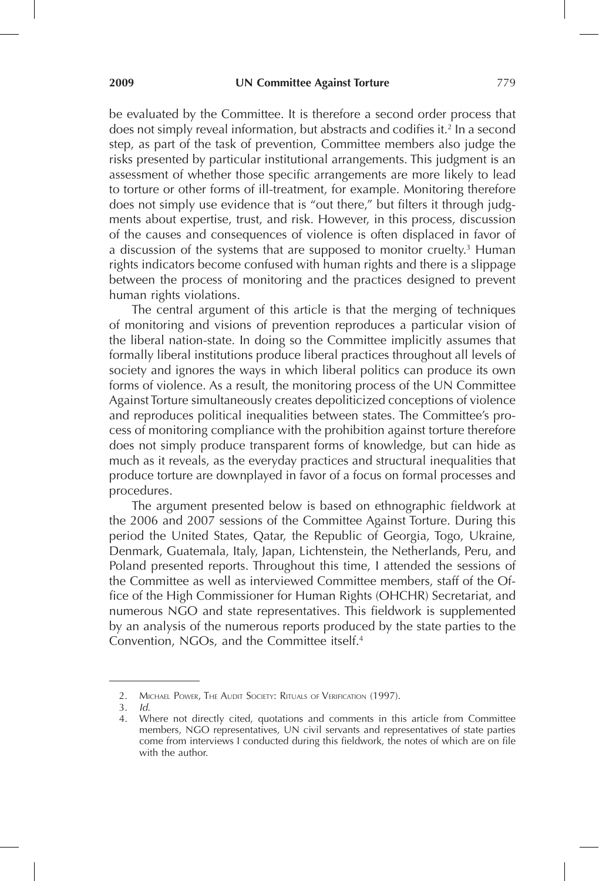be evaluated by the Committee. It is therefore a second order process that does not simply reveal information, but abstracts and codifies it.[2] In a second step, as part of the task of prevention, Committee members also judge the risks presented by particular institutional arrangements. This judgment is an assessment of whether those specific arrangements are more likely to lead to torture or other forms of ill-treatment, for example. Monitoring therefore does not simply use evidence that is "out there," but filters it through judgments about expertise, trust, and risk. However, in this process, discussion of the causes and consequences of violence is often displaced in favor of a discussion of the systems that are supposed to monitor cruelty.[3] Human rights indicators become confused with human rights and there is a slippage between the process of monitoring and the practices designed to prevent human rights violations.

The central argument of this article is that the merging of techniques of monitoring and visions of prevention reproduces a particular vision of the liberal nation-state. In doing so the Committee implicitly assumes that formally liberal institutions produce liberal practices throughout all levels of society and ignores the ways in which liberal politics can produce its own forms of violence. As a result, the monitoring process of the UN Committee Against Torture simultaneously creates depoliticized conceptions of violence and reproduces political inequalities between states. The Committee's process of monitoring compliance with the prohibition against torture therefore does not simply produce transparent forms of knowledge, but can hide as much as it reveals, as the everyday practices and structural inequalities that produce torture are downplayed in favor of a focus on formal processes and procedures.

The argument presented below is based on ethnographic fieldwork at the 2006 and 2007 sessions of the Committee Against Torture. During this period the United States, Qatar, the Republic of Georgia, Togo, Ukraine, Denmark, Guatemala, Italy, Japan, Lichtenstein, the Netherlands, Peru, and Poland presented reports. Throughout this time, I attended the sessions of the Committee as well as interviewed Committee members, staff of the Office of the High Commissioner for Human Rights (OHCHR) Secretariat, and numerous NGO and state representatives. This fieldwork is supplemented by an analysis of the numerous reports produced by the state parties to the Convention, NGOs, and the Committee itself.[4]

---

2. Michael Power, The Audit Society: Rituals of Verification (1997).
3. *Id.*
4. Where not directly cited, quotations and comments in this article from Committee members, NGO representatives, UN civil servants and representatives of state parties come from interviews I conducted during this fieldwork, the notes of which are on file with the author.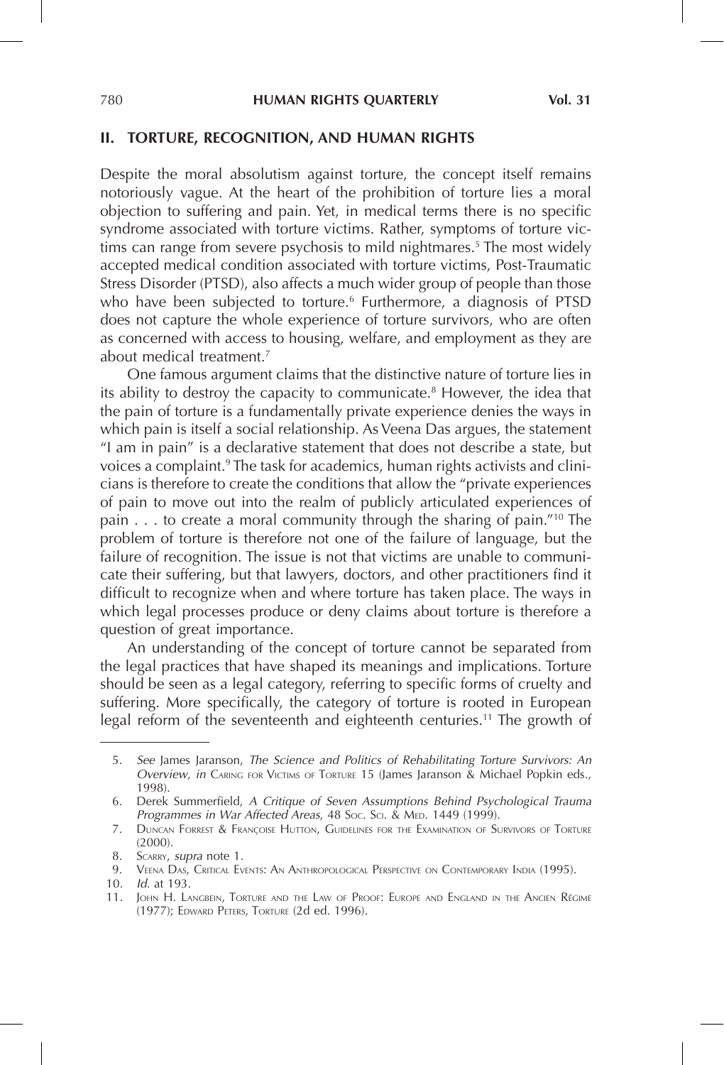## II. TORTURE, RECOGNITION, AND HUMAN RIGHTS

Despite the moral absolutism against torture, the concept itself remains notoriously vague. At the heart of the prohibition of torture lies a moral objection to suffering and pain. Yet, in medical terms there is no specific syndrome associated with torture victims. Rather, symptoms of torture victims can range from severe psychosis to mild nightmares.[5] The most widely accepted medical condition associated with torture victims, Post-Traumatic Stress Disorder (PTSD), also affects a much wider group of people than those who have been subjected to torture.[6] Furthermore, a diagnosis of PTSD does not capture the whole experience of torture survivors, who are often as concerned with access to housing, welfare, and employment as they are about medical treatment.[7]

One famous argument claims that the distinctive nature of torture lies in its ability to destroy the capacity to communicate.[8] However, the idea that the pain of torture is a fundamentally private experience denies the ways in which pain is itself a social relationship. As Veena Das argues, the statement "I am in pain" is a declarative statement that does not describe a state, but voices a complaint.[9] The task for academics, human rights activists and clinicians is therefore to create the conditions that allow the "private experiences of pain to move out into the realm of publicly articulated experiences of pain . . . to create a moral community through the sharing of pain."[10] The problem of torture is therefore not one of the failure of language, but the failure of recognition. The issue is not that victims are unable to communicate their suffering, but that lawyers, doctors, and other practitioners find it difficult to recognize when and where torture has taken place. The ways in which legal processes produce or deny claims about torture is therefore a question of great importance.

An understanding of the concept of torture cannot be separated from the legal practices that have shaped its meanings and implications. Torture should be seen as a legal category, referring to specific forms of cruelty and suffering. More specifically, the category of torture is rooted in European legal reform of the seventeenth and eighteenth centuries.[11] The growth of

---

5. *See* James Jaranson, *The Science and Politics of Rehabilitating Torture Survivors: An Overview*, *in* Caring for Victims of Torture 15 (James Jaranson & Michael Popkin eds., 1998).
6. Derek Summerfield, *A Critique of Seven Assumptions Behind Psychological Trauma Programmes in War Affected Areas*, 48 Soc. Sci. & Med. 1449 (1999).
7. Duncan Forrest & Françoise Hutton, Guidelines for the Examination of Survivors of Torture (2000).
8. Scarry, *supra* note 1.
9. Veena Das, Critical Events: An Anthropological Perspective on Contemporary India (1995).
10. *Id.* at 193.
11. John H. Langbein, Torture and the Law of Proof: Europe and England in the Ancien Régime (1977); Edward Peters, Torture (2d ed. 1996).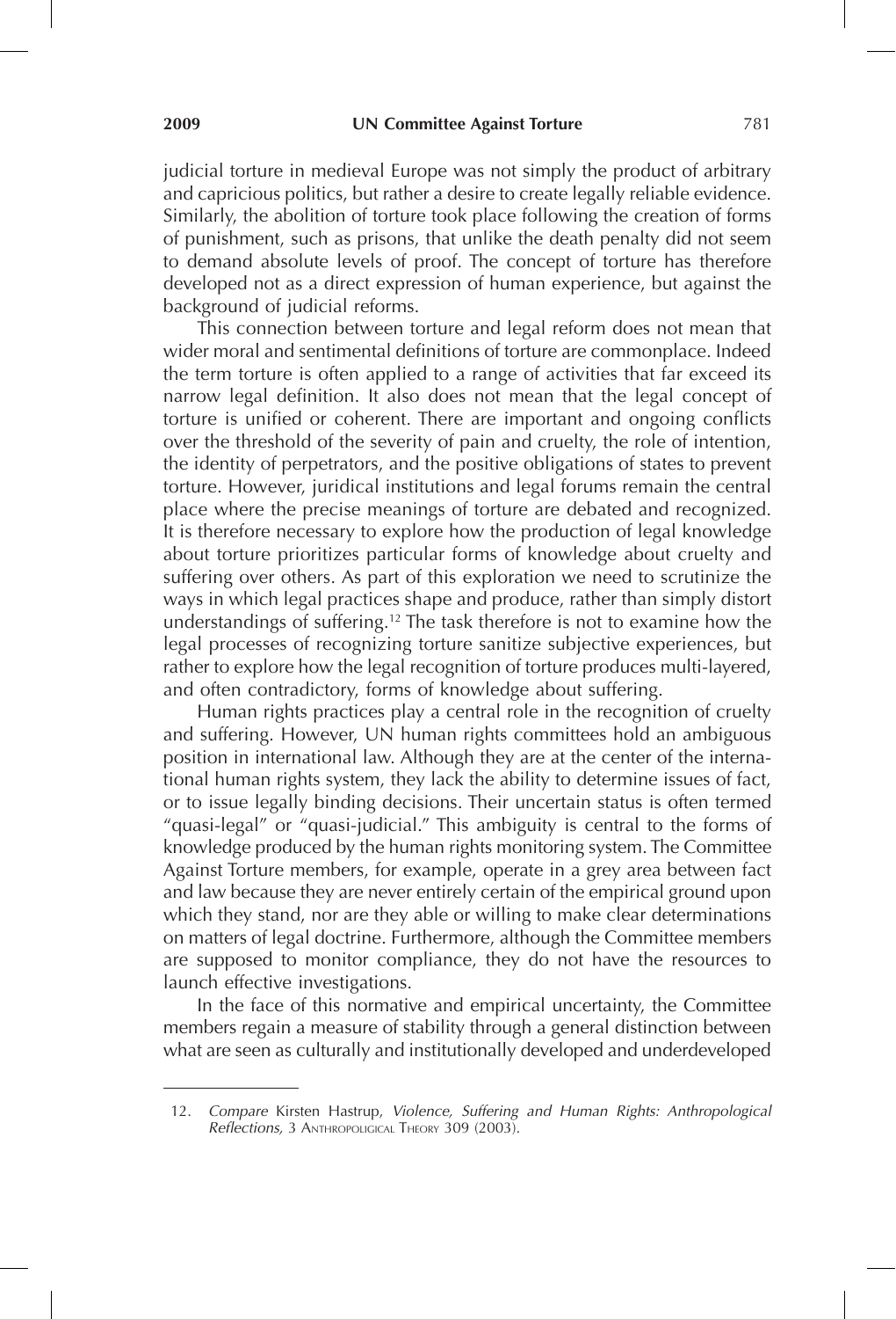judicial torture in medieval Europe was not simply the product of arbitrary and capricious politics, but rather a desire to create legally reliable evidence. Similarly, the abolition of torture took place following the creation of forms of punishment, such as prisons, that unlike the death penalty did not seem to demand absolute levels of proof. The concept of torture has therefore developed not as a direct expression of human experience, but against the background of judicial reforms.

This connection between torture and legal reform does not mean that wider moral and sentimental definitions of torture are commonplace. Indeed the term torture is often applied to a range of activities that far exceed its narrow legal definition. It also does not mean that the legal concept of torture is unified or coherent. There are important and ongoing conflicts over the threshold of the severity of pain and cruelty, the role of intention, the identity of perpetrators, and the positive obligations of states to prevent torture. However, juridical institutions and legal forums remain the central place where the precise meanings of torture are debated and recognized. It is therefore necessary to explore how the production of legal knowledge about torture prioritizes particular forms of knowledge about cruelty and suffering over others. As part of this exploration we need to scrutinize the ways in which legal practices shape and produce, rather than simply distort understandings of suffering.[12] The task therefore is not to examine how the legal processes of recognizing torture sanitize subjective experiences, but rather to explore how the legal recognition of torture produces multi-layered, and often contradictory, forms of knowledge about suffering.

Human rights practices play a central role in the recognition of cruelty and suffering. However, UN human rights committees hold an ambiguous position in international law. Although they are at the center of the international human rights system, they lack the ability to determine issues of fact, or to issue legally binding decisions. Their uncertain status is often termed "quasi-legal" or "quasi-judicial." This ambiguity is central to the forms of knowledge produced by the human rights monitoring system. The Committee Against Torture members, for example, operate in a grey area between fact and law because they are never entirely certain of the empirical ground upon which they stand, nor are they able or willing to make clear determinations on matters of legal doctrine. Furthermore, although the Committee members are supposed to monitor compliance, they do not have the resources to launch effective investigations.

In the face of this normative and empirical uncertainty, the Committee members regain a measure of stability through a general distinction between what are seen as culturally and institutionally developed and underdeveloped

---

12. *Compare* Kirsten Hastrup, *Violence, Suffering and Human Rights: Anthropological Reflections*, 3 Anthropoligical Theory 309 (2003).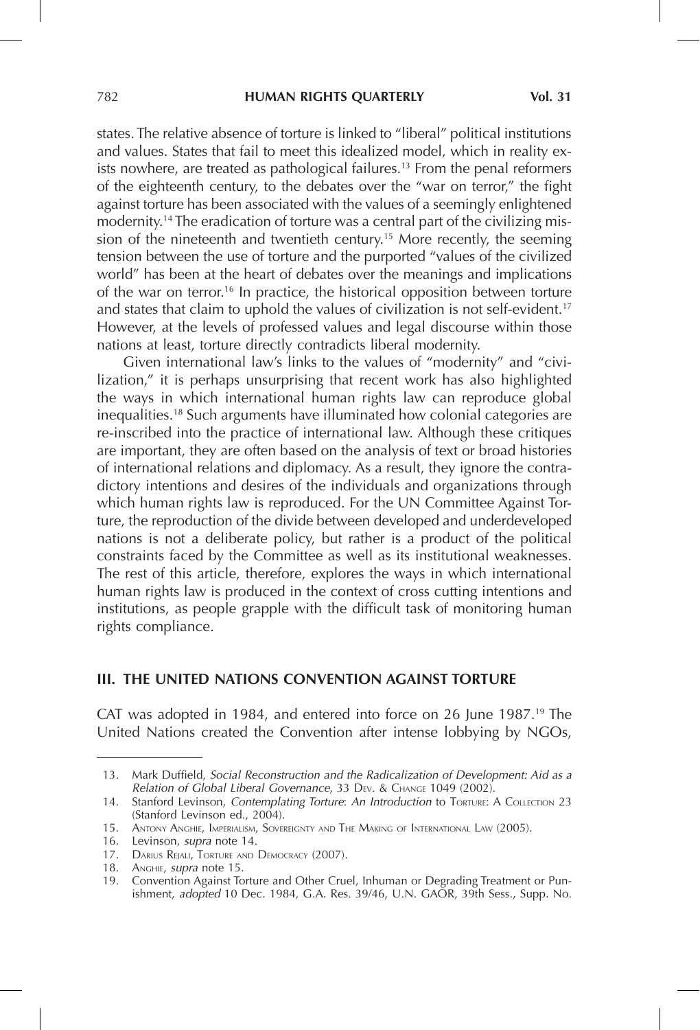states. The relative absence of torture is linked to "liberal" political institutions and values. States that fail to meet this idealized model, which in reality exists nowhere, are treated as pathological failures.[13] From the penal reformers of the eighteenth century, to the debates over the "war on terror," the fight against torture has been associated with the values of a seemingly enlightened modernity.[14] The eradication of torture was a central part of the civilizing mission of the nineteenth and twentieth century.[15] More recently, the seeming tension between the use of torture and the purported "values of the civilized world" has been at the heart of debates over the meanings and implications of the war on terror.[16] In practice, the historical opposition between torture and states that claim to uphold the values of civilization is not self-evident.[17] However, at the levels of professed values and legal discourse within those nations at least, torture directly contradicts liberal modernity.

Given international law's links to the values of "modernity" and "civilization," it is perhaps unsurprising that recent work has also highlighted the ways in which international human rights law can reproduce global inequalities.[18] Such arguments have illuminated how colonial categories are re-inscribed into the practice of international law. Although these critiques are important, they are often based on the analysis of text or broad histories of international relations and diplomacy. As a result, they ignore the contradictory intentions and desires of the individuals and organizations through which human rights law is reproduced. For the UN Committee Against Torture, the reproduction of the divide between developed and underdeveloped nations is not a deliberate policy, but rather is a product of the political constraints faced by the Committee as well as its institutional weaknesses. The rest of this article, therefore, explores the ways in which international human rights law is produced in the context of cross cutting intentions and institutions, as people grapple with the difficult task of monitoring human rights compliance.

## III. THE UNITED NATIONS CONVENTION AGAINST TORTURE

CAT was adopted in 1984, and entered into force on 26 June 1987.[19] The United Nations created the Convention after intense lobbying by NGOs,

---

13. Mark Duffield, *Social Reconstruction and the Radicalization of Development: Aid as a Relation of Global Liberal Governance*, 33 Dev. & Change 1049 (2002).
14. Stanford Levinson, *Contemplating Torture: An Introduction* to Torture: A Collection 23 (Stanford Levinson ed., 2004).
15. Antony Anghie, Imperialism, Sovereignty and The Making of International Law (2005).
16. Levinson, *supra* note 14.
17. Darius Rejali, Torture and Democracy (2007).
18. Anghie, *supra* note 15.
19. Convention Against Torture and Other Cruel, Inhuman or Degrading Treatment or Punishment, *adopted* 10 Dec. 1984, G.A. Res. 39/46, U.N. GAOR, 39th Sess., Supp. No.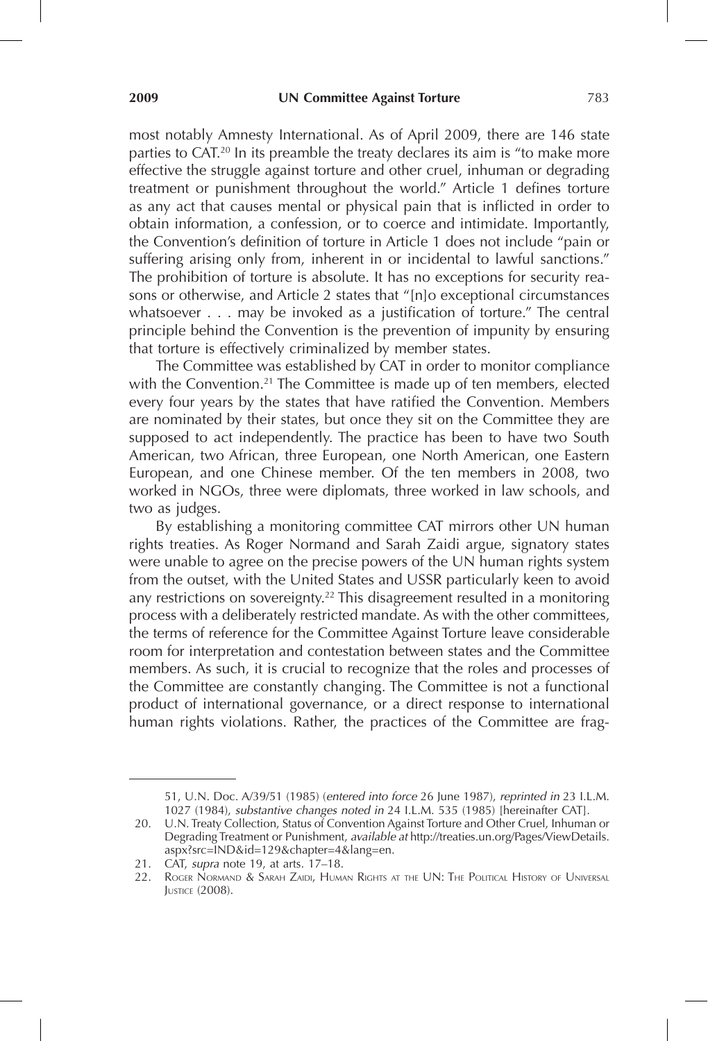most notably Amnesty International. As of April 2009, there are 146 state parties to CAT.[20] In its preamble the treaty declares its aim is "to make more effective the struggle against torture and other cruel, inhuman or degrading treatment or punishment throughout the world." Article 1 defines torture as any act that causes mental or physical pain that is inflicted in order to obtain information, a confession, or to coerce and intimidate. Importantly, the Convention's definition of torture in Article 1 does not include "pain or suffering arising only from, inherent in or incidental to lawful sanctions." The prohibition of torture is absolute. It has no exceptions for security reasons or otherwise, and Article 2 states that "[n]o exceptional circumstances whatsoever . . . may be invoked as a justification of torture." The central principle behind the Convention is the prevention of impunity by ensuring that torture is effectively criminalized by member states.

The Committee was established by CAT in order to monitor compliance with the Convention.[21] The Committee is made up of ten members, elected every four years by the states that have ratified the Convention. Members are nominated by their states, but once they sit on the Committee they are supposed to act independently. The practice has been to have two South American, two African, three European, one North American, one Eastern European, and one Chinese member. Of the ten members in 2008, two worked in NGOs, three were diplomats, three worked in law schools, and two as judges.

By establishing a monitoring committee CAT mirrors other UN human rights treaties. As Roger Normand and Sarah Zaidi argue, signatory states were unable to agree on the precise powers of the UN human rights system from the outset, with the United States and USSR particularly keen to avoid any restrictions on sovereignty.[22] This disagreement resulted in a monitoring process with a deliberately restricted mandate. As with the other committees, the terms of reference for the Committee Against Torture leave considerable room for interpretation and contestation between states and the Committee members. As such, it is crucial to recognize that the roles and processes of the Committee are constantly changing. The Committee is not a functional product of international governance, or a direct response to international human rights violations. Rather, the practices of the Committee are frag-

---

51, U.N. Doc. A/39/51 (1985) (*entered into force* 26 June 1987), *reprinted in* 23 I.L.M. 1027 (1984), *substantive changes noted in* 24 I.L.M. 535 (1985) [hereinafter CAT].

20. U.N. Treaty Collection, Status of Convention Against Torture and Other Cruel, Inhuman or Degrading Treatment or Punishment, *available at* http://treaties.un.org/Pages/ViewDetails.aspx?src=IND&id=129&chapter=4&lang=en.

21. CAT, *supra* note 19, at arts. 17–18.

22. Roger Normand & Sarah Zaidi, Human Rights at the UN: The Political History of Universal Justice (2008).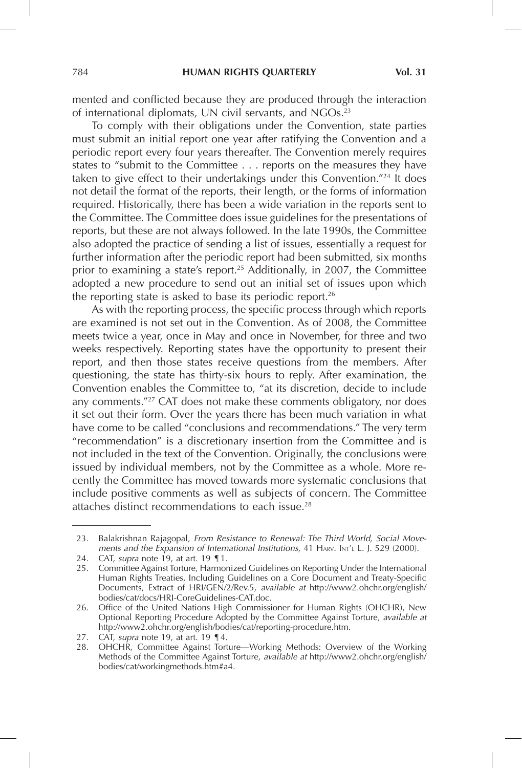mented and conflicted because they are produced through the interaction of international diplomats, UN civil servants, and NGOs.[23]

To comply with their obligations under the Convention, state parties must submit an initial report one year after ratifying the Convention and a periodic report every four years thereafter. The Convention merely requires states to "submit to the Committee . . . reports on the measures they have taken to give effect to their undertakings under this Convention."[24] It does not detail the format of the reports, their length, or the forms of information required. Historically, there has been a wide variation in the reports sent to the Committee. The Committee does issue guidelines for the presentations of reports, but these are not always followed. In the late 1990s, the Committee also adopted the practice of sending a list of issues, essentially a request for further information after the periodic report had been submitted, six months prior to examining a state's report.[25] Additionally, in 2007, the Committee adopted a new procedure to send out an initial set of issues upon which the reporting state is asked to base its periodic report.[26]

As with the reporting process, the specific process through which reports are examined is not set out in the Convention. As of 2008, the Committee meets twice a year, once in May and once in November, for three and two weeks respectively. Reporting states have the opportunity to present their report, and then those states receive questions from the members. After questioning, the state has thirty-six hours to reply. After examination, the Convention enables the Committee to, "at its discretion, decide to include any comments."[27] CAT does not make these comments obligatory, nor does it set out their form. Over the years there has been much variation in what have come to be called "conclusions and recommendations." The very term "recommendation" is a discretionary insertion from the Committee and is not included in the text of the Convention. Originally, the conclusions were issued by individual members, not by the Committee as a whole. More recently the Committee has moved towards more systematic conclusions that include positive comments as well as subjects of concern. The Committee attaches distinct recommendations to each issue.[28]

---

23. Balakrishnan Rajagopal, *From Resistance to Renewal: The Third World, Social Movements and the Expansion of International Institutions*, 41 Harv. Int'l L. J. 529 (2000).
24. CAT, *supra* note 19, at art. 19 ¶ 1.
25. Committee Against Torture, Harmonized Guidelines on Reporting Under the International Human Rights Treaties, Including Guidelines on a Core Document and Treaty-Specific Documents, Extract of HRI/GEN/2/Rev.5, *available at* http://www2.ohchr.org/english/bodies/cat/docs/HRI-CoreGuidelines-CAT.doc.
26. Office of the United Nations High Commissioner for Human Rights (OHCHR), New Optional Reporting Procedure Adopted by the Committee Against Torture, *available at* http://www2.ohchr.org/english/bodies/cat/reporting-procedure.htm.
27. CAT, *supra* note 19, at art. 19 ¶ 4.
28. OHCHR, Committee Against Torture—Working Methods: Overview of the Working Methods of the Committee Against Torture, *available at* http://www2.ohchr.org/english/bodies/cat/workingmethods.htm#a4.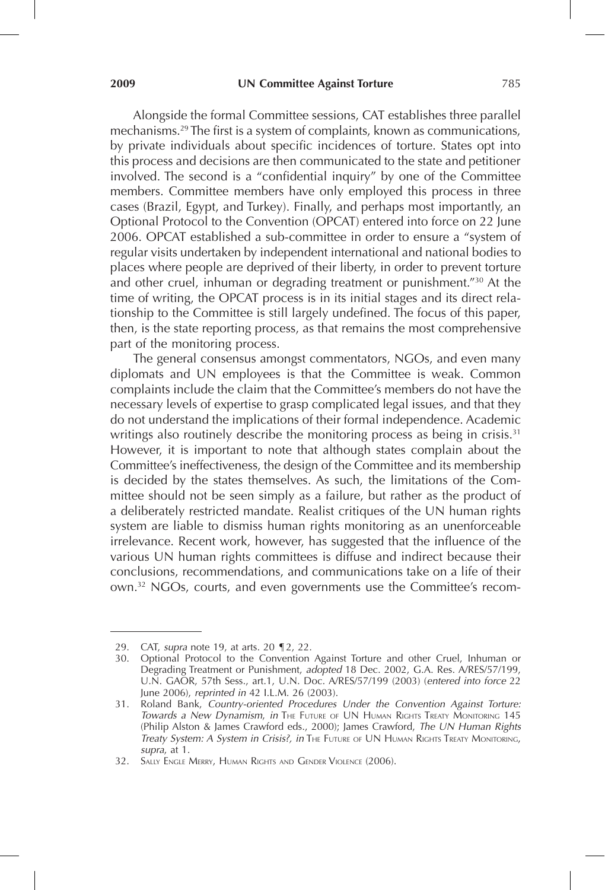Alongside the formal Committee sessions, CAT establishes three parallel mechanisms.[29] The first is a system of complaints, known as communications, by private individuals about specific incidences of torture. States opt into this process and decisions are then communicated to the state and petitioner involved. The second is a "confidential inquiry" by one of the Committee members. Committee members have only employed this process in three cases (Brazil, Egypt, and Turkey). Finally, and perhaps most importantly, an Optional Protocol to the Convention (OPCAT) entered into force on 22 June 2006. OPCAT established a sub-committee in order to ensure a "system of regular visits undertaken by independent international and national bodies to places where people are deprived of their liberty, in order to prevent torture and other cruel, inhuman or degrading treatment or punishment."[30] At the time of writing, the OPCAT process is in its initial stages and its direct relationship to the Committee is still largely undefined. The focus of this paper, then, is the state reporting process, as that remains the most comprehensive part of the monitoring process.

The general consensus amongst commentators, NGOs, and even many diplomats and UN employees is that the Committee is weak. Common complaints include the claim that the Committee's members do not have the necessary levels of expertise to grasp complicated legal issues, and that they do not understand the implications of their formal independence. Academic writings also routinely describe the monitoring process as being in crisis.[31] However, it is important to note that although states complain about the Committee's ineffectiveness, the design of the Committee and its membership is decided by the states themselves. As such, the limitations of the Committee should not be seen simply as a failure, but rather as the product of a deliberately restricted mandate. Realist critiques of the UN human rights system are liable to dismiss human rights monitoring as an unenforceable irrelevance. Recent work, however, has suggested that the influence of the various UN human rights committees is diffuse and indirect because their conclusions, recommendations, and communications take on a life of their own.[32] NGOs, courts, and even governments use the Committee's recom-

---

29. CAT, *supra* note 19, at arts. 20 ¶2, 22.

30. Optional Protocol to the Convention Against Torture and other Cruel, Inhuman or Degrading Treatment or Punishment, *adopted* 18 Dec. 2002, G.A. Res. A/RES/57/199, U.N. GAOR, 57th Sess., art.1, U.N. Doc. A/RES/57/199 (2003) (*entered into force* 22 June 2006), *reprinted in* 42 I.L.M. 26 (2003).

31. Roland Bank, *Country-oriented Procedures Under the Convention Against Torture: Towards a New Dynamism*, *in* The Future of UN Human Rights Treaty Monitoring 145 (Philip Alston & James Crawford eds., 2000); James Crawford, *The UN Human Rights Treaty System: A System in Crisis?*, *in* The Future of UN Human Rights Treaty Monitoring, *supra*, at 1.

32. Sally Engle Merry, Human Rights and Gender Violence (2006).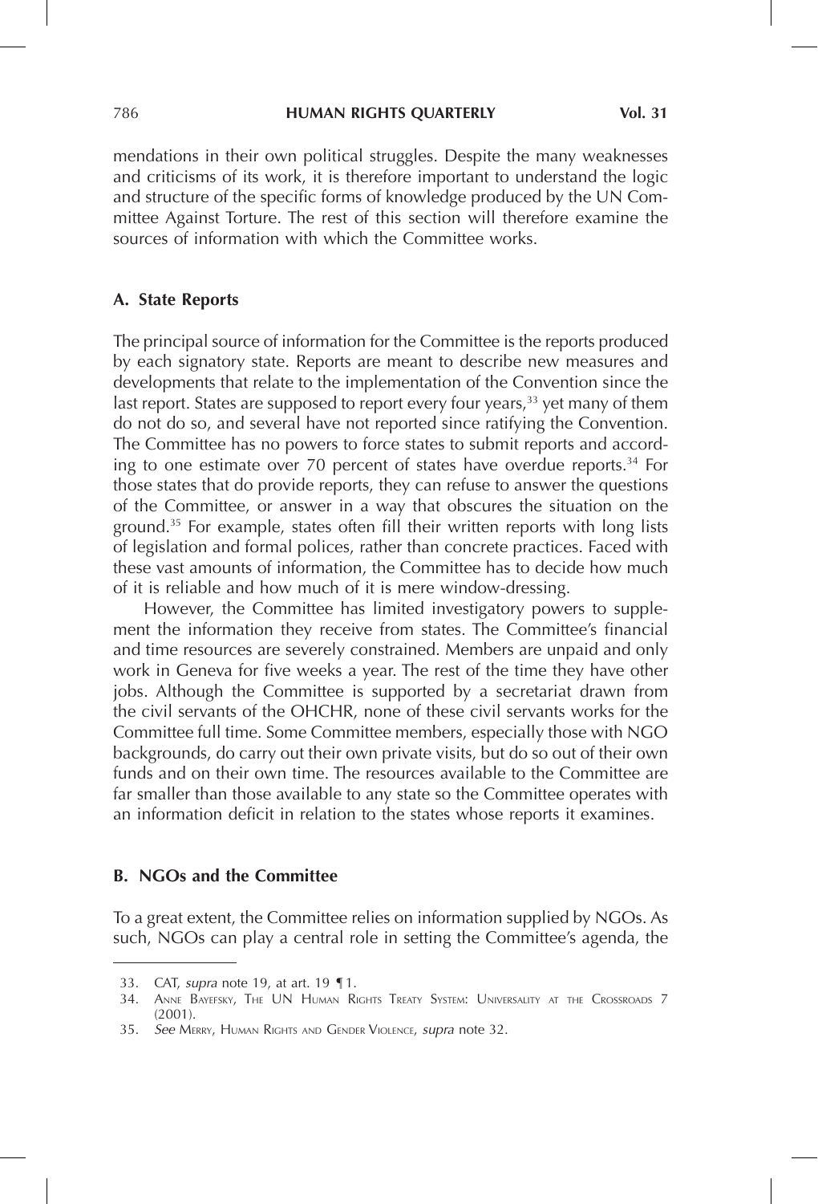mendations in their own political struggles. Despite the many weaknesses and criticisms of its work, it is therefore important to understand the logic and structure of the specific forms of knowledge produced by the UN Committee Against Torture. The rest of this section will therefore examine the sources of information with which the Committee works.

### A. State Reports

The principal source of information for the Committee is the reports produced by each signatory state. Reports are meant to describe new measures and developments that relate to the implementation of the Convention since the last report. States are supposed to report every four years,[33] yet many of them do not do so, and several have not reported since ratifying the Convention. The Committee has no powers to force states to submit reports and according to one estimate over 70 percent of states have overdue reports.[34] For those states that do provide reports, they can refuse to answer the questions of the Committee, or answer in a way that obscures the situation on the ground.[35] For example, states often fill their written reports with long lists of legislation and formal polices, rather than concrete practices. Faced with these vast amounts of information, the Committee has to decide how much of it is reliable and how much of it is mere window-dressing.

However, the Committee has limited investigatory powers to supplement the information they receive from states. The Committee's financial and time resources are severely constrained. Members are unpaid and only work in Geneva for five weeks a year. The rest of the time they have other jobs. Although the Committee is supported by a secretariat drawn from the civil servants of the OHCHR, none of these civil servants works for the Committee full time. Some Committee members, especially those with NGO backgrounds, do carry out their own private visits, but do so out of their own funds and on their own time. The resources available to the Committee are far smaller than those available to any state so the Committee operates with an information deficit in relation to the states whose reports it examines.

### B. NGOs and the Committee

To a great extent, the Committee relies on information supplied by NGOs. As such, NGOs can play a central role in setting the Committee's agenda, the

---

33. CAT, *supra* note 19, at art. 19 ¶1.

34. Anne Bayefsky, The UN Human Rights Treaty System: Universality at the Crossroads 7 (2001).

35. *See* Merry, Human Rights and Gender Violence, *supra* note 32.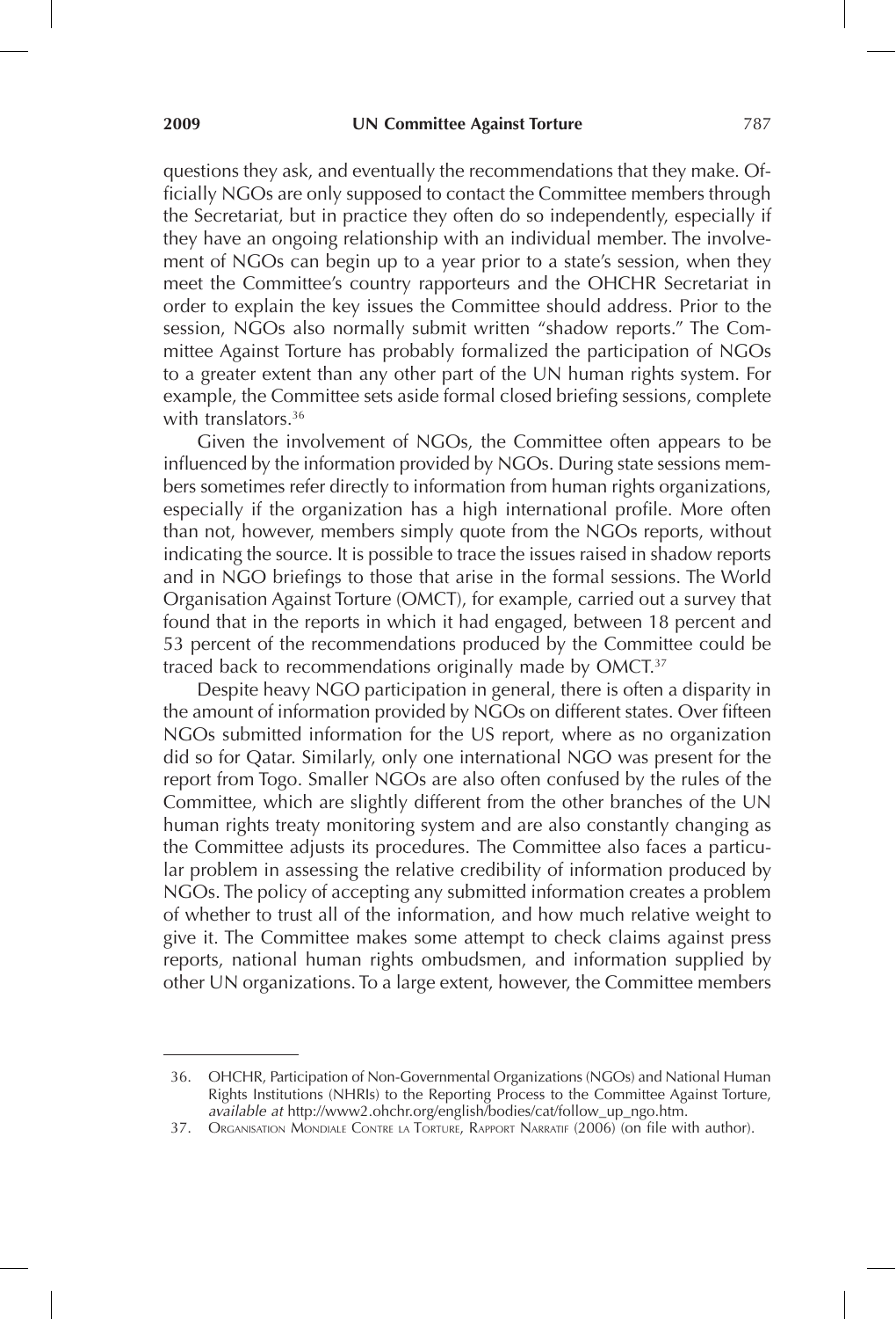questions they ask, and eventually the recommendations that they make. Officially NGOs are only supposed to contact the Committee members through the Secretariat, but in practice they often do so independently, especially if they have an ongoing relationship with an individual member. The involvement of NGOs can begin up to a year prior to a state's session, when they meet the Committee's country rapporteurs and the OHCHR Secretariat in order to explain the key issues the Committee should address. Prior to the session, NGOs also normally submit written "shadow reports." The Committee Against Torture has probably formalized the participation of NGOs to a greater extent than any other part of the UN human rights system. For example, the Committee sets aside formal closed briefing sessions, complete with translators.[36]

Given the involvement of NGOs, the Committee often appears to be influenced by the information provided by NGOs. During state sessions members sometimes refer directly to information from human rights organizations, especially if the organization has a high international profile. More often than not, however, members simply quote from the NGOs reports, without indicating the source. It is possible to trace the issues raised in shadow reports and in NGO briefings to those that arise in the formal sessions. The World Organisation Against Torture (OMCT), for example, carried out a survey that found that in the reports in which it had engaged, between 18 percent and 53 percent of the recommendations produced by the Committee could be traced back to recommendations originally made by OMCT.[37]

Despite heavy NGO participation in general, there is often a disparity in the amount of information provided by NGOs on different states. Over fifteen NGOs submitted information for the US report, where as no organization did so for Qatar. Similarly, only one international NGO was present for the report from Togo. Smaller NGOs are also often confused by the rules of the Committee, which are slightly different from the other branches of the UN human rights treaty monitoring system and are also constantly changing as the Committee adjusts its procedures. The Committee also faces a particular problem in assessing the relative credibility of information produced by NGOs. The policy of accepting any submitted information creates a problem of whether to trust all of the information, and how much relative weight to give it. The Committee makes some attempt to check claims against press reports, national human rights ombudsmen, and information supplied by other UN organizations. To a large extent, however, the Committee members

---

36. OHCHR, Participation of Non-Governmental Organizations (NGOs) and National Human Rights Institutions (NHRIs) to the Reporting Process to the Committee Against Torture, *available at* http://www2.ohchr.org/english/bodies/cat/follow_up_ngo.htm.

37. Organisation Mondiale Contre la Torture, Rapport Narratif (2006) (on file with author).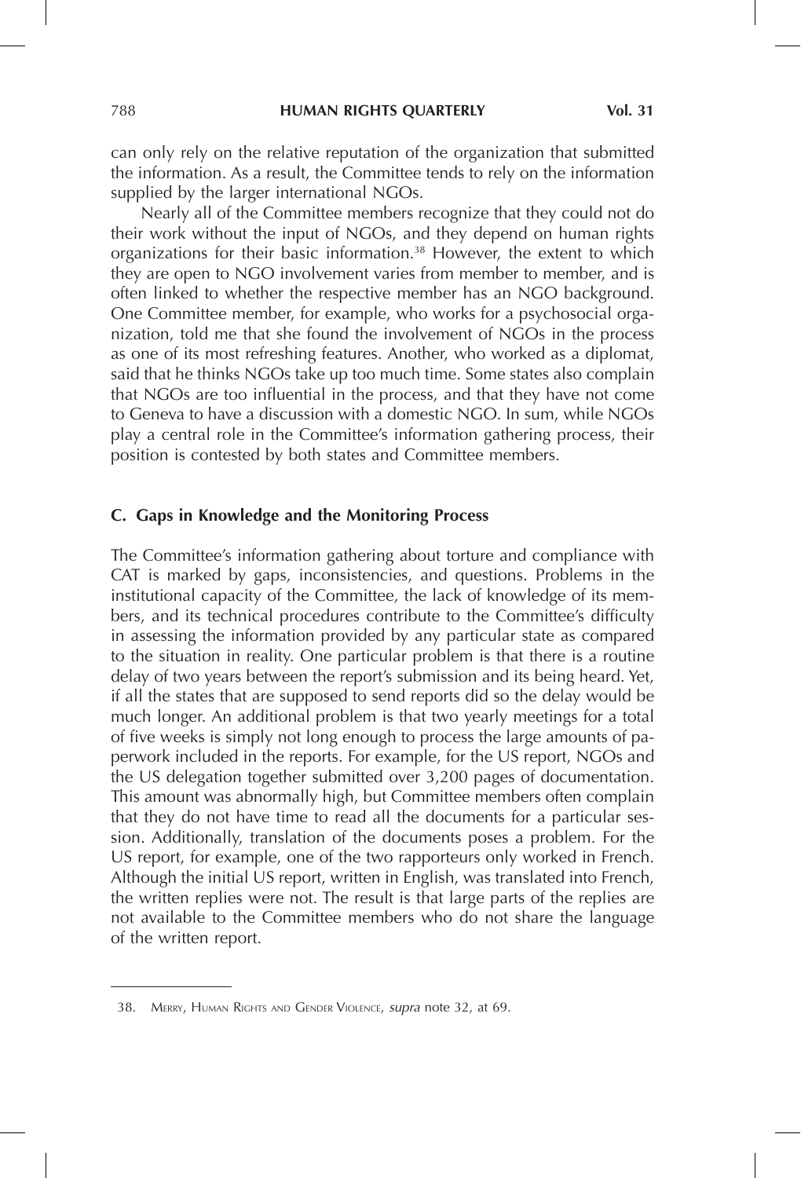can only rely on the relative reputation of the organization that submitted the information. As a result, the Committee tends to rely on the information supplied by the larger international NGOs.

Nearly all of the Committee members recognize that they could not do their work without the input of NGOs, and they depend on human rights organizations for their basic information.[38] However, the extent to which they are open to NGO involvement varies from member to member, and is often linked to whether the respective member has an NGO background. One Committee member, for example, who works for a psychosocial organization, told me that she found the involvement of NGOs in the process as one of its most refreshing features. Another, who worked as a diplomat, said that he thinks NGOs take up too much time. Some states also complain that NGOs are too influential in the process, and that they have not come to Geneva to have a discussion with a domestic NGO. In sum, while NGOs play a central role in the Committee's information gathering process, their position is contested by both states and Committee members.

### C. Gaps in Knowledge and the Monitoring Process

The Committee's information gathering about torture and compliance with CAT is marked by gaps, inconsistencies, and questions. Problems in the institutional capacity of the Committee, the lack of knowledge of its members, and its technical procedures contribute to the Committee's difficulty in assessing the information provided by any particular state as compared to the situation in reality. One particular problem is that there is a routine delay of two years between the report's submission and its being heard. Yet, if all the states that are supposed to send reports did so the delay would be much longer. An additional problem is that two yearly meetings for a total of five weeks is simply not long enough to process the large amounts of paperwork included in the reports. For example, for the US report, NGOs and the US delegation together submitted over 3,200 pages of documentation. This amount was abnormally high, but Committee members often complain that they do not have time to read all the documents for a particular session. Additionally, translation of the documents poses a problem. For the US report, for example, one of the two rapporteurs only worked in French. Although the initial US report, written in English, was translated into French, the written replies were not. The result is that large parts of the replies are not available to the Committee members who do not share the language of the written report.

---

38. Merry, Human Rights and Gender Violence, *supra* note 32, at 69.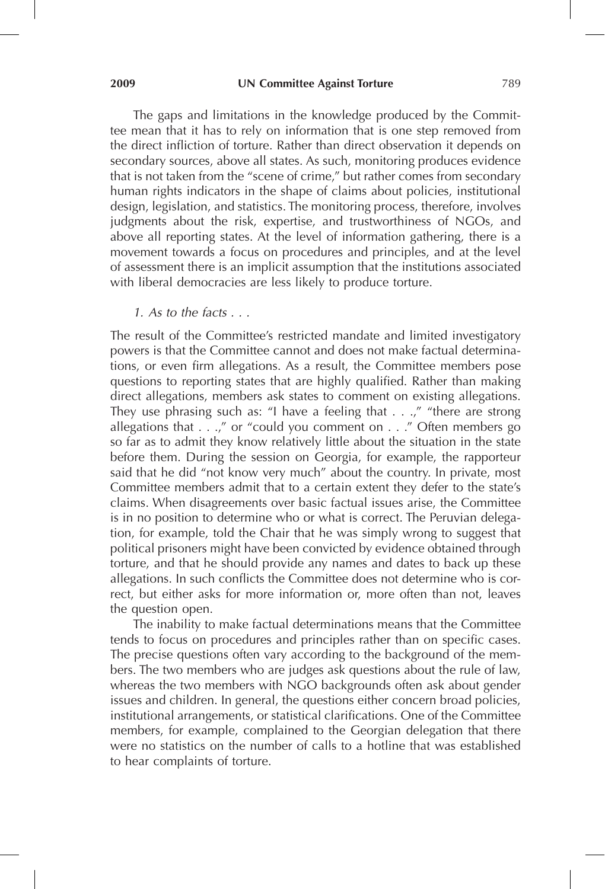The gaps and limitations in the knowledge produced by the Committee mean that it has to rely on information that is one step removed from the direct infliction of torture. Rather than direct observation it depends on secondary sources, above all states. As such, monitoring produces evidence that is not taken from the "scene of crime," but rather comes from secondary human rights indicators in the shape of claims about policies, institutional design, legislation, and statistics. The monitoring process, therefore, involves judgments about the risk, expertise, and trustworthiness of NGOs, and above all reporting states. At the level of information gathering, there is a movement towards a focus on procedures and principles, and at the level of assessment there is an implicit assumption that the institutions associated with liberal democracies are less likely to produce torture.

*1. As to the facts . . .*

The result of the Committee's restricted mandate and limited investigatory powers is that the Committee cannot and does not make factual determinations, or even firm allegations. As a result, the Committee members pose questions to reporting states that are highly qualified. Rather than making direct allegations, members ask states to comment on existing allegations. They use phrasing such as: "I have a feeling that . . .," "there are strong allegations that . . .," or "could you comment on . . ." Often members go so far as to admit they know relatively little about the situation in the state before them. During the session on Georgia, for example, the rapporteur said that he did "not know very much" about the country. In private, most Committee members admit that to a certain extent they defer to the state's claims. When disagreements over basic factual issues arise, the Committee is in no position to determine who or what is correct. The Peruvian delegation, for example, told the Chair that he was simply wrong to suggest that political prisoners might have been convicted by evidence obtained through torture, and that he should provide any names and dates to back up these allegations. In such conflicts the Committee does not determine who is correct, but either asks for more information or, more often than not, leaves the question open.

The inability to make factual determinations means that the Committee tends to focus on procedures and principles rather than on specific cases. The precise questions often vary according to the background of the members. The two members who are judges ask questions about the rule of law, whereas the two members with NGO backgrounds often ask about gender issues and children. In general, the questions either concern broad policies, institutional arrangements, or statistical clarifications. One of the Committee members, for example, complained to the Georgian delegation that there were no statistics on the number of calls to a hotline that was established to hear complaints of torture.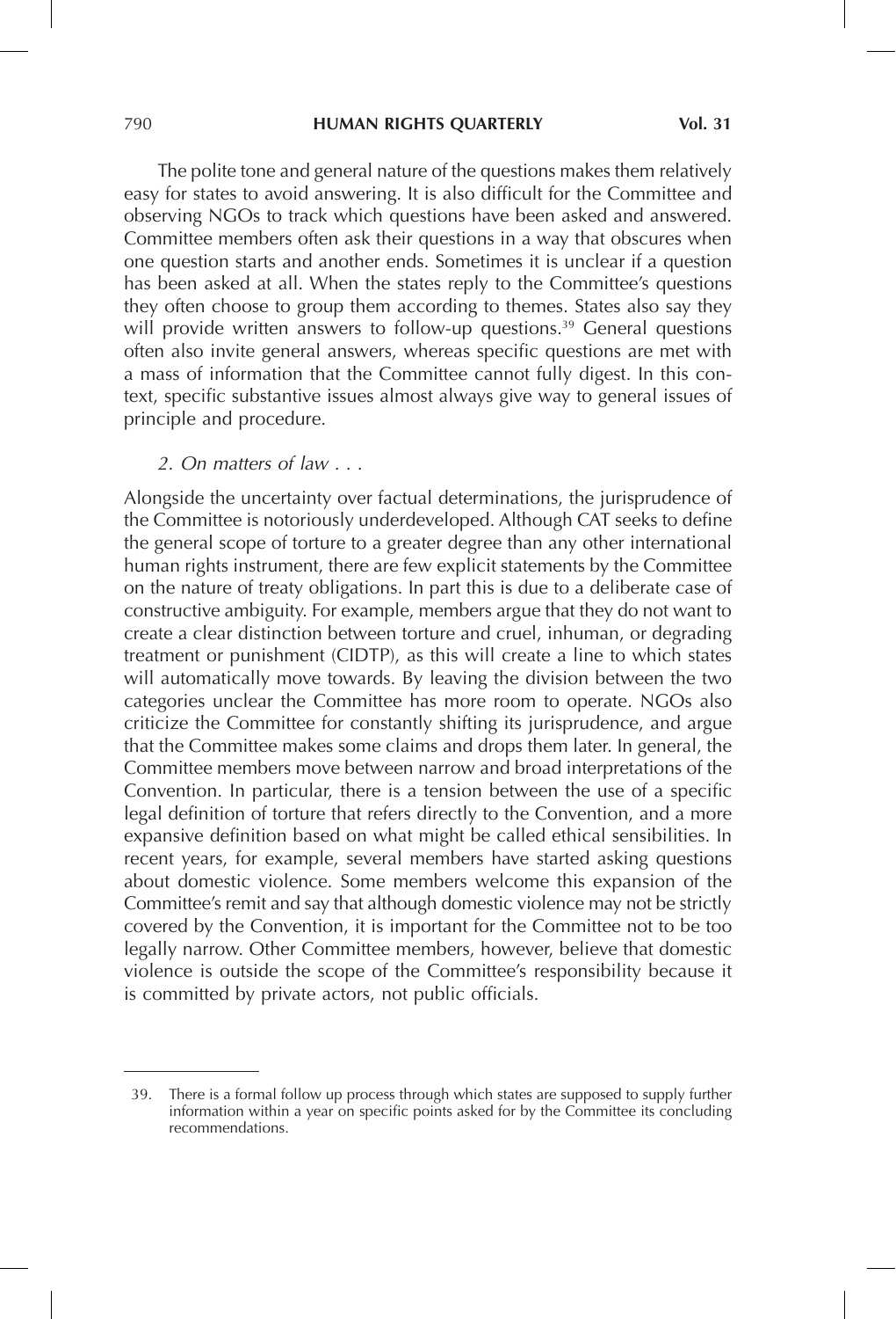The polite tone and general nature of the questions makes them relatively easy for states to avoid answering. It is also difficult for the Committee and observing NGOs to track which questions have been asked and answered. Committee members often ask their questions in a way that obscures when one question starts and another ends. Sometimes it is unclear if a question has been asked at all. When the states reply to the Committee's questions they often choose to group them according to themes. States also say they will provide written answers to follow-up questions.[39] General questions often also invite general answers, whereas specific questions are met with a mass of information that the Committee cannot fully digest. In this context, specific substantive issues almost always give way to general issues of principle and procedure.

*2. On matters of law . . .*

Alongside the uncertainty over factual determinations, the jurisprudence of the Committee is notoriously underdeveloped. Although CAT seeks to define the general scope of torture to a greater degree than any other international human rights instrument, there are few explicit statements by the Committee on the nature of treaty obligations. In part this is due to a deliberate case of constructive ambiguity. For example, members argue that they do not want to create a clear distinction between torture and cruel, inhuman, or degrading treatment or punishment (CIDTP), as this will create a line to which states will automatically move towards. By leaving the division between the two categories unclear the Committee has more room to operate. NGOs also criticize the Committee for constantly shifting its jurisprudence, and argue that the Committee makes some claims and drops them later. In general, the Committee members move between narrow and broad interpretations of the Convention. In particular, there is a tension between the use of a specific legal definition of torture that refers directly to the Convention, and a more expansive definition based on what might be called ethical sensibilities. In recent years, for example, several members have started asking questions about domestic violence. Some members welcome this expansion of the Committee's remit and say that although domestic violence may not be strictly covered by the Convention, it is important for the Committee not to be too legally narrow. Other Committee members, however, believe that domestic violence is outside the scope of the Committee's responsibility because it is committed by private actors, not public officials.

39. There is a formal follow up process through which states are supposed to supply further information within a year on specific points asked for by the Committee its concluding recommendations.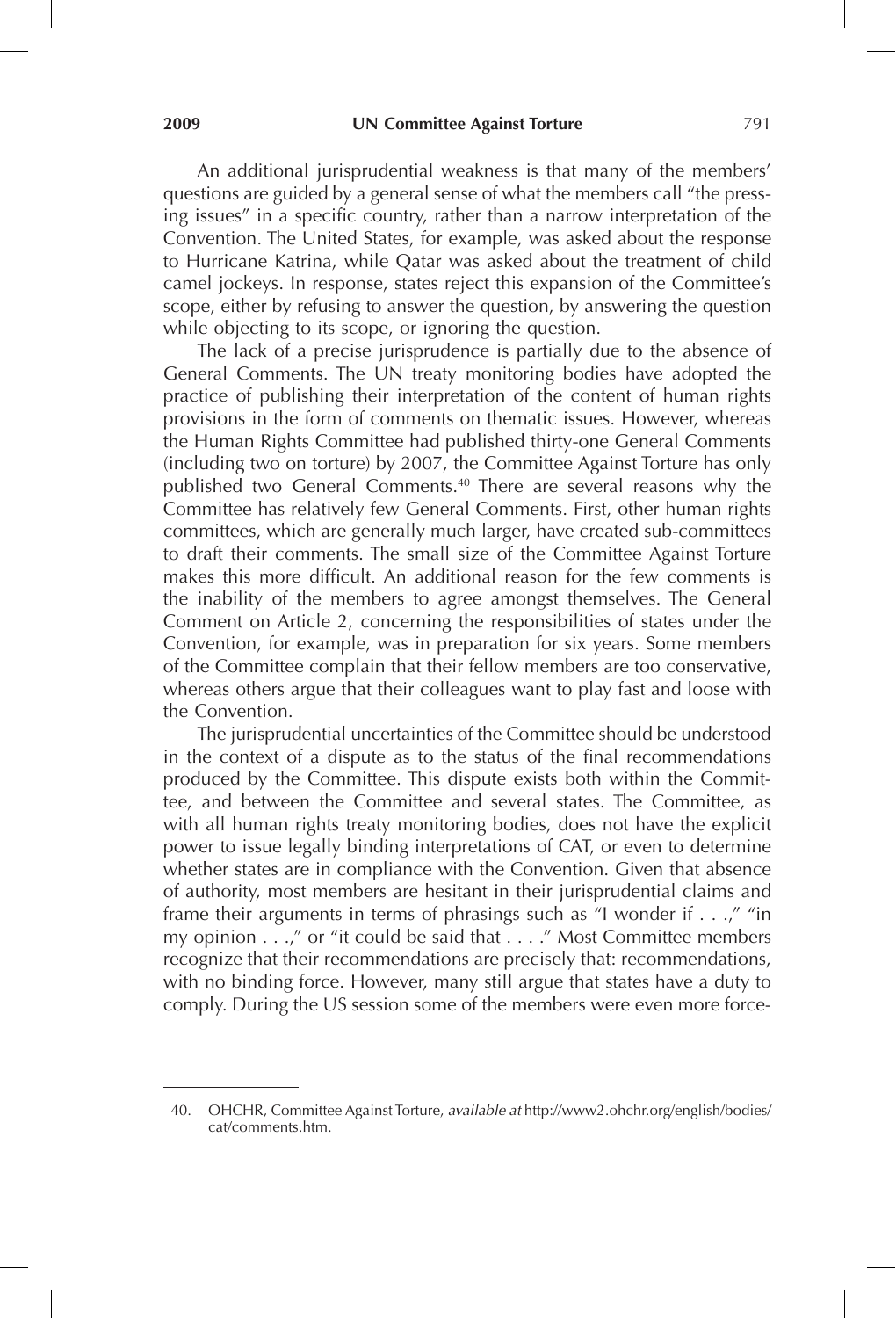An additional jurisprudential weakness is that many of the members' questions are guided by a general sense of what the members call "the pressing issues" in a specific country, rather than a narrow interpretation of the Convention. The United States, for example, was asked about the response to Hurricane Katrina, while Qatar was asked about the treatment of child camel jockeys. In response, states reject this expansion of the Committee's scope, either by refusing to answer the question, by answering the question while objecting to its scope, or ignoring the question.

The lack of a precise jurisprudence is partially due to the absence of General Comments. The UN treaty monitoring bodies have adopted the practice of publishing their interpretation of the content of human rights provisions in the form of comments on thematic issues. However, whereas the Human Rights Committee had published thirty-one General Comments (including two on torture) by 2007, the Committee Against Torture has only published two General Comments.[40] There are several reasons why the Committee has relatively few General Comments. First, other human rights committees, which are generally much larger, have created sub-committees to draft their comments. The small size of the Committee Against Torture makes this more difficult. An additional reason for the few comments is the inability of the members to agree amongst themselves. The General Comment on Article 2, concerning the responsibilities of states under the Convention, for example, was in preparation for six years. Some members of the Committee complain that their fellow members are too conservative, whereas others argue that their colleagues want to play fast and loose with the Convention.

The jurisprudential uncertainties of the Committee should be understood in the context of a dispute as to the status of the final recommendations produced by the Committee. This dispute exists both within the Committee, and between the Committee and several states. The Committee, as with all human rights treaty monitoring bodies, does not have the explicit power to issue legally binding interpretations of CAT, or even to determine whether states are in compliance with the Convention. Given that absence of authority, most members are hesitant in their jurisprudential claims and frame their arguments in terms of phrasings such as "I wonder if . . .," "in my opinion . . .," or "it could be said that . . . ." Most Committee members recognize that their recommendations are precisely that: recommendations, with no binding force. However, many still argue that states have a duty to comply. During the US session some of the members were even more force-

40. OHCHR, Committee Against Torture, *available at* http://www2.ohchr.org/english/bodies/cat/comments.htm.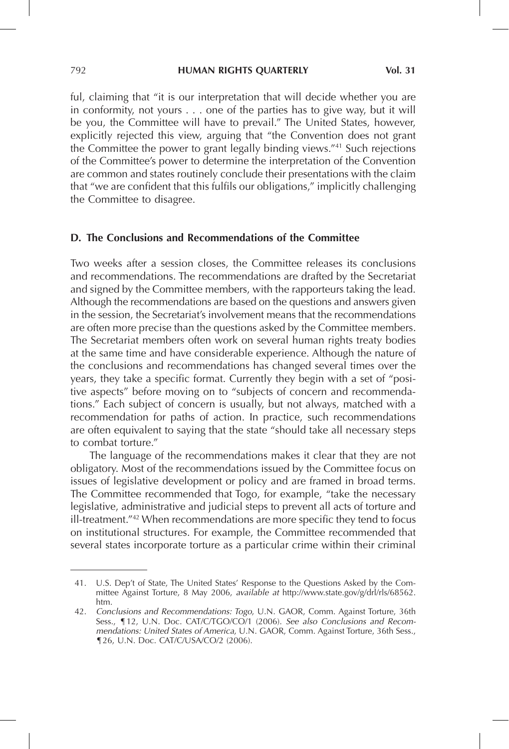ful, claiming that "it is our interpretation that will decide whether you are in conformity, not yours . . . one of the parties has to give way, but it will be you, the Committee will have to prevail." The United States, however, explicitly rejected this view, arguing that "the Convention does not grant the Committee the power to grant legally binding views."[41] Such rejections of the Committee's power to determine the interpretation of the Convention are common and states routinely conclude their presentations with the claim that "we are confident that this fulfils our obligations," implicitly challenging the Committee to disagree.

### D. The Conclusions and Recommendations of the Committee

Two weeks after a session closes, the Committee releases its conclusions and recommendations. The recommendations are drafted by the Secretariat and signed by the Committee members, with the rapporteurs taking the lead. Although the recommendations are based on the questions and answers given in the session, the Secretariat's involvement means that the recommendations are often more precise than the questions asked by the Committee members. The Secretariat members often work on several human rights treaty bodies at the same time and have considerable experience. Although the nature of the conclusions and recommendations has changed several times over the years, they take a specific format. Currently they begin with a set of "positive aspects" before moving on to "subjects of concern and recommendations." Each subject of concern is usually, but not always, matched with a recommendation for paths of action. In practice, such recommendations are often equivalent to saying that the state "should take all necessary steps to combat torture."

The language of the recommendations makes it clear that they are not obligatory. Most of the recommendations issued by the Committee focus on issues of legislative development or policy and are framed in broad terms. The Committee recommended that Togo, for example, "take the necessary legislative, administrative and judicial steps to prevent all acts of torture and ill-treatment."[42] When recommendations are more specific they tend to focus on institutional structures. For example, the Committee recommended that several states incorporate torture as a particular crime within their criminal

---

41. U.S. Dep't of State, The United States' Response to the Questions Asked by the Committee Against Torture, 8 May 2006, *available at* http://www.state.gov/g/drl/rls/68562.htm.

42. *Conclusions and Recommendations: Togo*, U.N. GAOR, Comm. Against Torture, 36th Sess., ¶ 12, U.N. Doc. CAT/C/TGO/CO/1 (2006). *See also Conclusions and Recommendations: United States of America*, U.N. GAOR, Comm. Against Torture, 36th Sess., ¶ 26, U.N. Doc. CAT/C/USA/CO/2 (2006).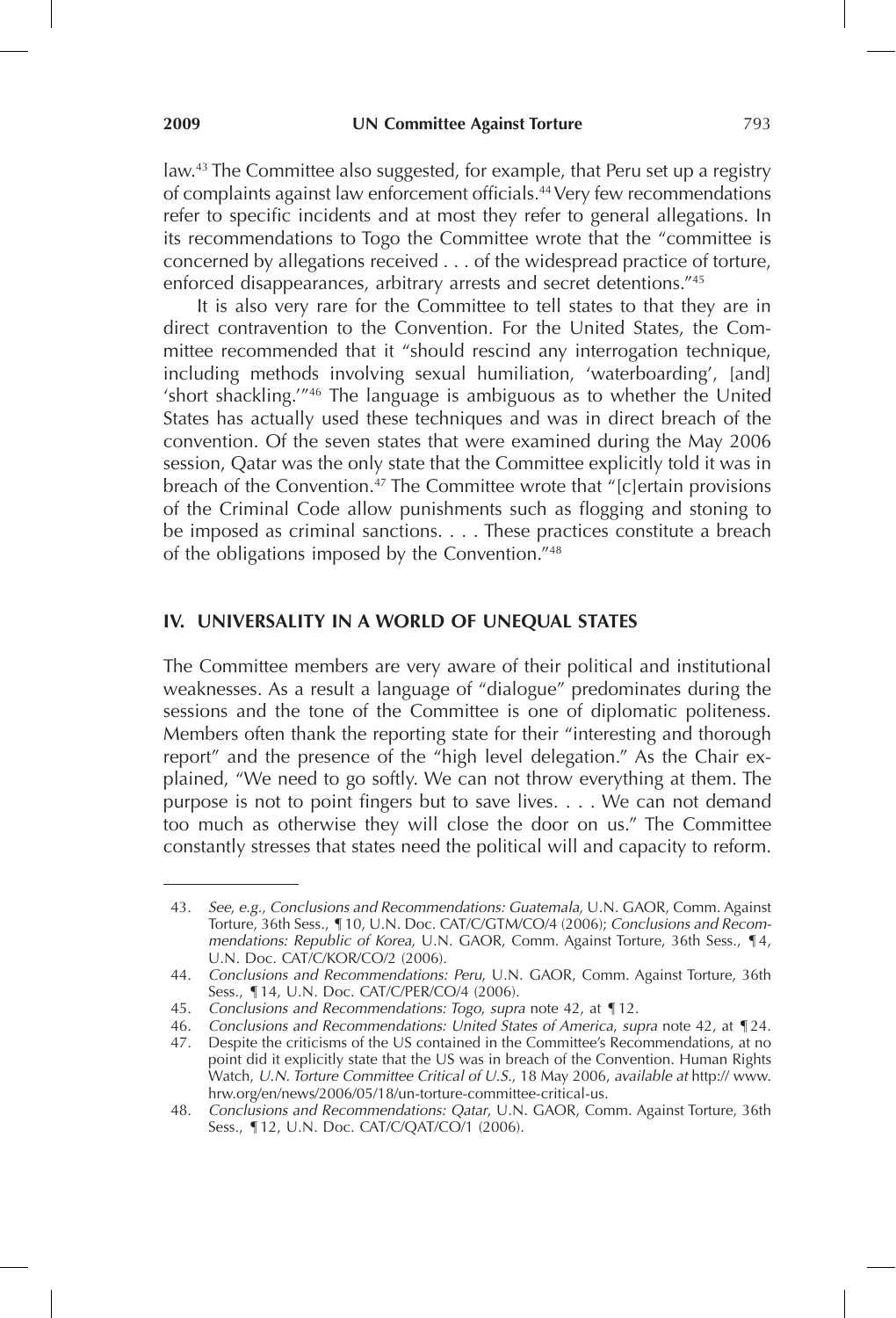law.[43] The Committee also suggested, for example, that Peru set up a registry of complaints against law enforcement officials.[44] Very few recommendations refer to specific incidents and at most they refer to general allegations. In its recommendations to Togo the Committee wrote that the "committee is concerned by allegations received . . . of the widespread practice of torture, enforced disappearances, arbitrary arrests and secret detentions."[45]

It is also very rare for the Committee to tell states to that they are in direct contravention to the Convention. For the United States, the Committee recommended that it "should rescind any interrogation technique, including methods involving sexual humiliation, 'waterboarding', [and] 'short shackling.'"[46] The language is ambiguous as to whether the United States has actually used these techniques and was in direct breach of the convention. Of the seven states that were examined during the May 2006 session, Qatar was the only state that the Committee explicitly told it was in breach of the Convention.[47] The Committee wrote that "[c]ertain provisions of the Criminal Code allow punishments such as flogging and stoning to be imposed as criminal sanctions. . . . These practices constitute a breach of the obligations imposed by the Convention."[48]

## IV. UNIVERSALITY IN A WORLD OF UNEQUAL STATES

The Committee members are very aware of their political and institutional weaknesses. As a result a language of "dialogue" predominates during the sessions and the tone of the Committee is one of diplomatic politeness. Members often thank the reporting state for their "interesting and thorough report" and the presence of the "high level delegation." As the Chair explained, "We need to go softly. We can not throw everything at them. The purpose is not to point fingers but to save lives. . . . We can not demand too much as otherwise they will close the door on us." The Committee constantly stresses that states need the political will and capacity to reform.

---

43. *See, e.g.*, *Conclusions and Recommendations: Guatemala*, U.N. GAOR, Comm. Against Torture, 36th Sess., ¶10, U.N. Doc. CAT/C/GTM/CO/4 (2006); *Conclusions and Recommendations: Republic of Korea*, U.N. GAOR, Comm. Against Torture, 36th Sess., ¶4, U.N. Doc. CAT/C/KOR/CO/2 (2006).

44. *Conclusions and Recommendations: Peru*, U.N. GAOR, Comm. Against Torture, 36th Sess., ¶14, U.N. Doc. CAT/C/PER/CO/4 (2006).

45. *Conclusions and Recommendations: Togo*, *supra* note 42, at ¶12.

46. *Conclusions and Recommendations: United States of America*, *supra* note 42, at ¶24.

47. Despite the criticisms of the US contained in the Committee's Recommendations, at no point did it explicitly state that the US was in breach of the Convention. Human Rights Watch, *U.N. Torture Committee Critical of U.S.*, 18 May 2006, *available at* http:// www.hrw.org/en/news/2006/05/18/un-torture-committee-critical-us.

48. *Conclusions and Recommendations: Qatar*, U.N. GAOR, Comm. Against Torture, 36th Sess., ¶12, U.N. Doc. CAT/C/QAT/CO/1 (2006).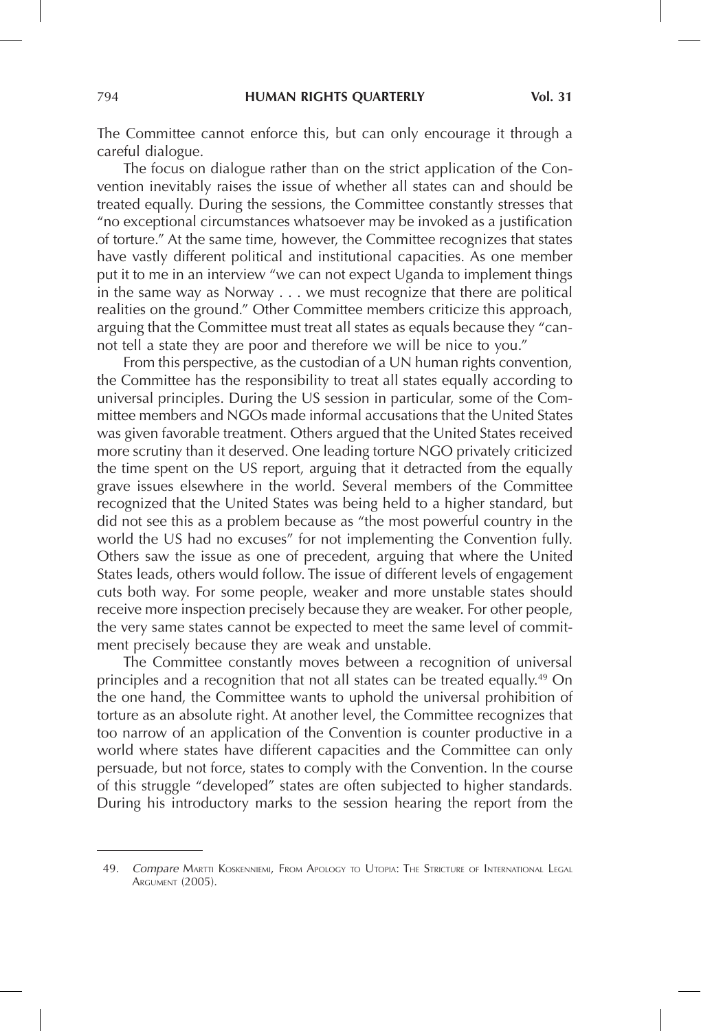The Committee cannot enforce this, but can only encourage it through a careful dialogue.

The focus on dialogue rather than on the strict application of the Convention inevitably raises the issue of whether all states can and should be treated equally. During the sessions, the Committee constantly stresses that "no exceptional circumstances whatsoever may be invoked as a justification of torture." At the same time, however, the Committee recognizes that states have vastly different political and institutional capacities. As one member put it to me in an interview "we can not expect Uganda to implement things in the same way as Norway . . . we must recognize that there are political realities on the ground." Other Committee members criticize this approach, arguing that the Committee must treat all states as equals because they "cannot tell a state they are poor and therefore we will be nice to you."

From this perspective, as the custodian of a UN human rights convention, the Committee has the responsibility to treat all states equally according to universal principles. During the US session in particular, some of the Committee members and NGOs made informal accusations that the United States was given favorable treatment. Others argued that the United States received more scrutiny than it deserved. One leading torture NGO privately criticized the time spent on the US report, arguing that it detracted from the equally grave issues elsewhere in the world. Several members of the Committee recognized that the United States was being held to a higher standard, but did not see this as a problem because as "the most powerful country in the world the US had no excuses" for not implementing the Convention fully. Others saw the issue as one of precedent, arguing that where the United States leads, others would follow. The issue of different levels of engagement cuts both way. For some people, weaker and more unstable states should receive more inspection precisely because they are weaker. For other people, the very same states cannot be expected to meet the same level of commitment precisely because they are weak and unstable.

The Committee constantly moves between a recognition of universal principles and a recognition that not all states can be treated equally.[49] On the one hand, the Committee wants to uphold the universal prohibition of torture as an absolute right. At another level, the Committee recognizes that too narrow of an application of the Convention is counter productive in a world where states have different capacities and the Committee can only persuade, but not force, states to comply with the Convention. In the course of this struggle "developed" states are often subjected to higher standards. During his introductory marks to the session hearing the report from the

49. *Compare* Martti Koskenniemi, From Apology to Utopia: The Stricture of International Legal Argument (2005).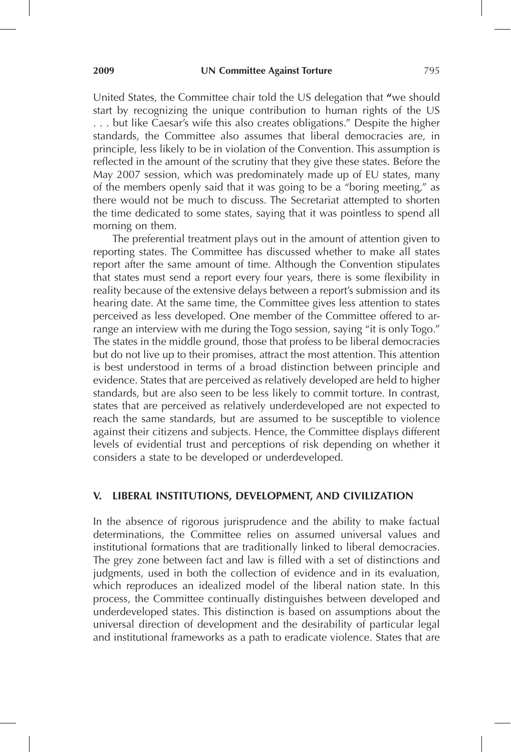United States, the Committee chair told the US delegation that "we should start by recognizing the unique contribution to human rights of the US . . . but like Caesar's wife this also creates obligations." Despite the higher standards, the Committee also assumes that liberal democracies are, in principle, less likely to be in violation of the Convention. This assumption is reflected in the amount of the scrutiny that they give these states. Before the May 2007 session, which was predominately made up of EU states, many of the members openly said that it was going to be a "boring meeting," as there would not be much to discuss. The Secretariat attempted to shorten the time dedicated to some states, saying that it was pointless to spend all morning on them.

The preferential treatment plays out in the amount of attention given to reporting states. The Committee has discussed whether to make all states report after the same amount of time. Although the Convention stipulates that states must send a report every four years, there is some flexibility in reality because of the extensive delays between a report's submission and its hearing date. At the same time, the Committee gives less attention to states perceived as less developed. One member of the Committee offered to arrange an interview with me during the Togo session, saying "it is only Togo." The states in the middle ground, those that profess to be liberal democracies but do not live up to their promises, attract the most attention. This attention is best understood in terms of a broad distinction between principle and evidence. States that are perceived as relatively developed are held to higher standards, but are also seen to be less likely to commit torture. In contrast, states that are perceived as relatively underdeveloped are not expected to reach the same standards, but are assumed to be susceptible to violence against their citizens and subjects. Hence, the Committee displays different levels of evidential trust and perceptions of risk depending on whether it considers a state to be developed or underdeveloped.

## V. LIBERAL INSTITUTIONS, DEVELOPMENT, AND CIVILIZATION

In the absence of rigorous jurisprudence and the ability to make factual determinations, the Committee relies on assumed universal values and institutional formations that are traditionally linked to liberal democracies. The grey zone between fact and law is filled with a set of distinctions and judgments, used in both the collection of evidence and in its evaluation, which reproduces an idealized model of the liberal nation state. In this process, the Committee continually distinguishes between developed and underdeveloped states. This distinction is based on assumptions about the universal direction of development and the desirability of particular legal and institutional frameworks as a path to eradicate violence. States that are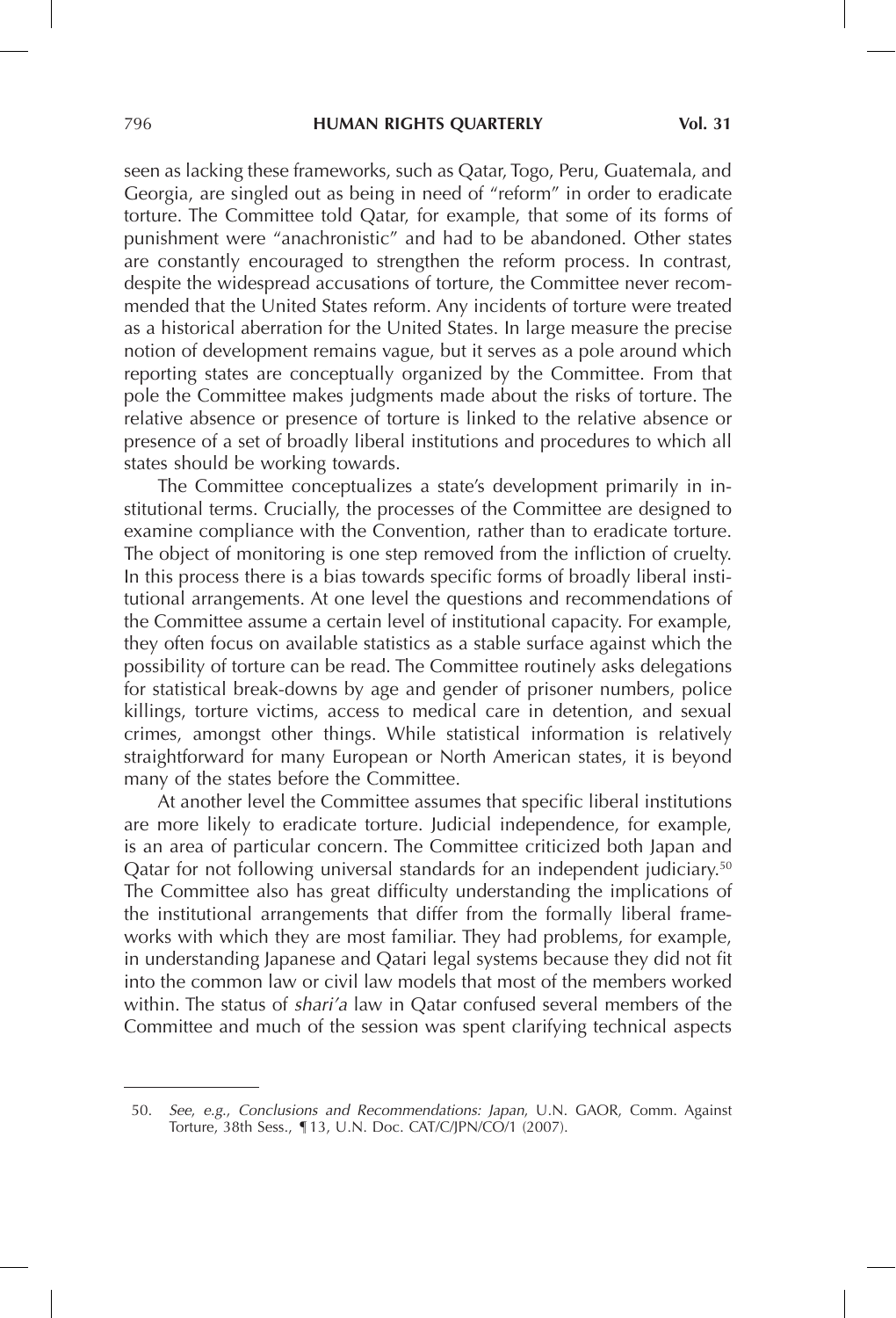seen as lacking these frameworks, such as Qatar, Togo, Peru, Guatemala, and Georgia, are singled out as being in need of "reform" in order to eradicate torture. The Committee told Qatar, for example, that some of its forms of punishment were "anachronistic" and had to be abandoned. Other states are constantly encouraged to strengthen the reform process. In contrast, despite the widespread accusations of torture, the Committee never recommended that the United States reform. Any incidents of torture were treated as a historical aberration for the United States. In large measure the precise notion of development remains vague, but it serves as a pole around which reporting states are conceptually organized by the Committee. From that pole the Committee makes judgments made about the risks of torture. The relative absence or presence of torture is linked to the relative absence or presence of a set of broadly liberal institutions and procedures to which all states should be working towards.

The Committee conceptualizes a state's development primarily in institutional terms. Crucially, the processes of the Committee are designed to examine compliance with the Convention, rather than to eradicate torture. The object of monitoring is one step removed from the infliction of cruelty. In this process there is a bias towards specific forms of broadly liberal institutional arrangements. At one level the questions and recommendations of the Committee assume a certain level of institutional capacity. For example, they often focus on available statistics as a stable surface against which the possibility of torture can be read. The Committee routinely asks delegations for statistical break-downs by age and gender of prisoner numbers, police killings, torture victims, access to medical care in detention, and sexual crimes, amongst other things. While statistical information is relatively straightforward for many European or North American states, it is beyond many of the states before the Committee.

At another level the Committee assumes that specific liberal institutions are more likely to eradicate torture. Judicial independence, for example, is an area of particular concern. The Committee criticized both Japan and Qatar for not following universal standards for an independent judiciary.[50] The Committee also has great difficulty understanding the implications of the institutional arrangements that differ from the formally liberal frameworks with which they are most familiar. They had problems, for example, in understanding Japanese and Qatari legal systems because they did not fit into the common law or civil law models that most of the members worked within. The status of *shari'a* law in Qatar confused several members of the Committee and much of the session was spent clarifying technical aspects

---

50. *See, e.g., Conclusions and Recommendations: Japan*, U.N. GAOR, Comm. Against Torture, 38th Sess., ¶13, U.N. Doc. CAT/C/JPN/CO/1 (2007).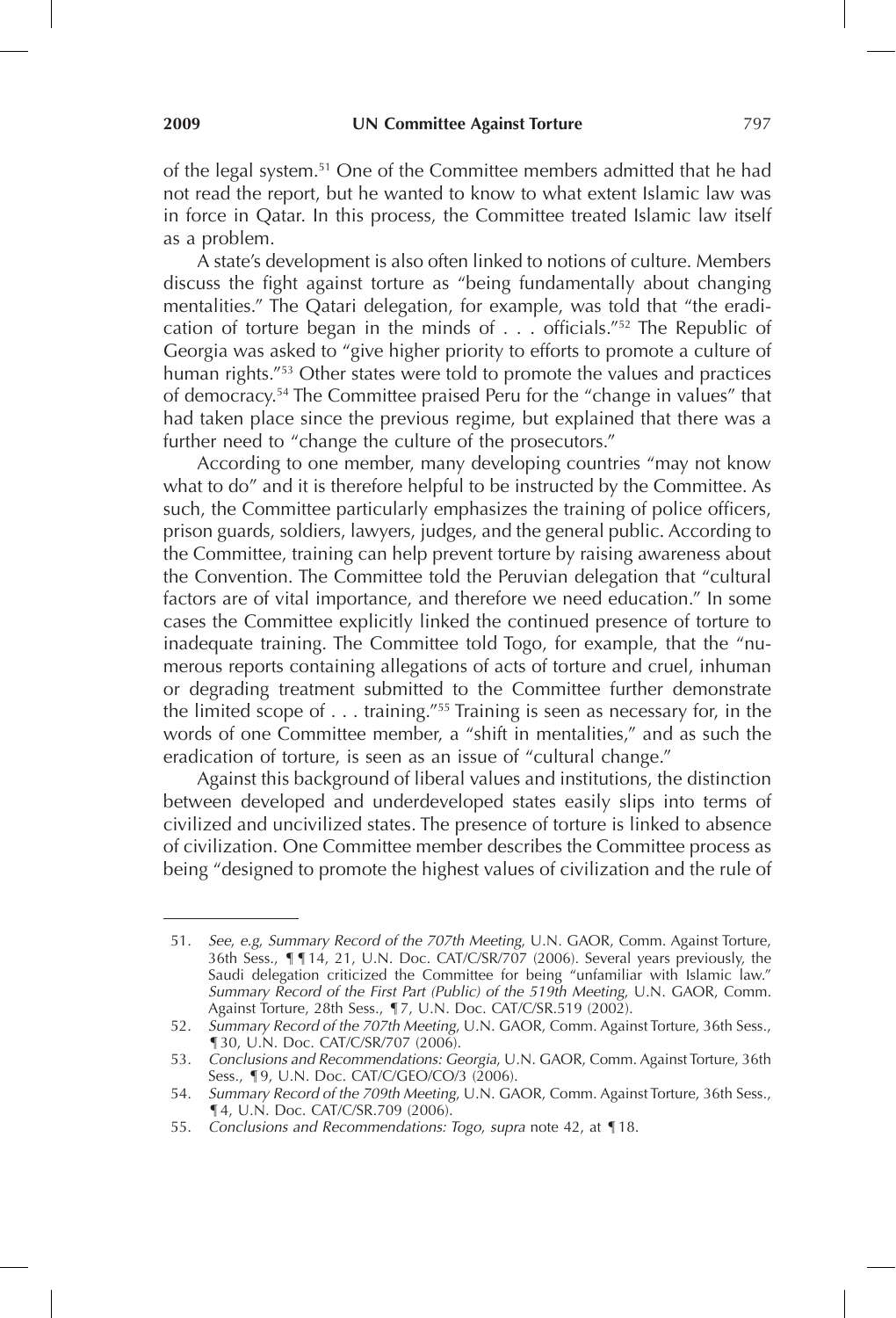of the legal system.[51] One of the Committee members admitted that he had not read the report, but he wanted to know to what extent Islamic law was in force in Qatar. In this process, the Committee treated Islamic law itself as a problem.

A state's development is also often linked to notions of culture. Members discuss the fight against torture as "being fundamentally about changing mentalities." The Qatari delegation, for example, was told that "the eradication of torture began in the minds of . . . officials."[52] The Republic of Georgia was asked to "give higher priority to efforts to promote a culture of human rights."[53] Other states were told to promote the values and practices of democracy.[54] The Committee praised Peru for the "change in values" that had taken place since the previous regime, but explained that there was a further need to "change the culture of the prosecutors."

According to one member, many developing countries "may not know what to do" and it is therefore helpful to be instructed by the Committee. As such, the Committee particularly emphasizes the training of police officers, prison guards, soldiers, lawyers, judges, and the general public. According to the Committee, training can help prevent torture by raising awareness about the Convention. The Committee told the Peruvian delegation that "cultural factors are of vital importance, and therefore we need education." In some cases the Committee explicitly linked the continued presence of torture to inadequate training. The Committee told Togo, for example, that the "numerous reports containing allegations of acts of torture and cruel, inhuman or degrading treatment submitted to the Committee further demonstrate the limited scope of . . . training."[55] Training is seen as necessary for, in the words of one Committee member, a "shift in mentalities," and as such the eradication of torture, is seen as an issue of "cultural change."

Against this background of liberal values and institutions, the distinction between developed and underdeveloped states easily slips into terms of civilized and uncivilized states. The presence of torture is linked to absence of civilization. One Committee member describes the Committee process as being "designed to promote the highest values of civilization and the rule of

---

51. *See, e.g*, *Summary Record of the 707th Meeting*, U.N. GAOR, Comm. Against Torture, 36th Sess., ¶¶14, 21, U.N. Doc. CAT/C/SR/707 (2006). Several years previously, the Saudi delegation criticized the Committee for being "unfamiliar with Islamic law." *Summary Record of the First Part (Public) of the 519th Meeting*, U.N. GAOR, Comm. Against Torture, 28th Sess., ¶7, U.N. Doc. CAT/C/SR.519 (2002).

52. *Summary Record of the 707th Meeting*, U.N. GAOR, Comm. Against Torture, 36th Sess., ¶30, U.N. Doc. CAT/C/SR/707 (2006).

53. *Conclusions and Recommendations: Georgia*, U.N. GAOR, Comm. Against Torture, 36th Sess., ¶9, U.N. Doc. CAT/C/GEO/CO/3 (2006).

54. *Summary Record of the 709th Meeting*, U.N. GAOR, Comm. Against Torture, 36th Sess., ¶4, U.N. Doc. CAT/C/SR.709 (2006).

55. *Conclusions and Recommendations: Togo*, *supra* note 42, at ¶18.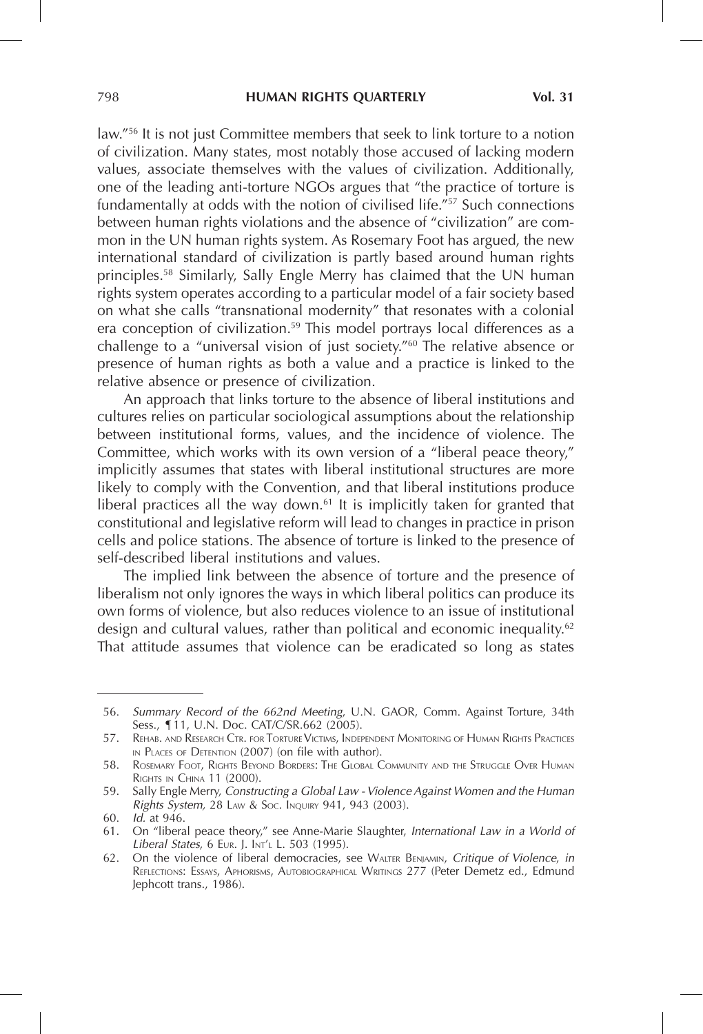law."[56] It is not just Committee members that seek to link torture to a notion of civilization. Many states, most notably those accused of lacking modern values, associate themselves with the values of civilization. Additionally, one of the leading anti-torture NGOs argues that "the practice of torture is fundamentally at odds with the notion of civilised life."[57] Such connections between human rights violations and the absence of "civilization" are common in the UN human rights system. As Rosemary Foot has argued, the new international standard of civilization is partly based around human rights principles.[58] Similarly, Sally Engle Merry has claimed that the UN human rights system operates according to a particular model of a fair society based on what she calls "transnational modernity" that resonates with a colonial era conception of civilization.[59] This model portrays local differences as a challenge to a "universal vision of just society."[60] The relative absence or presence of human rights as both a value and a practice is linked to the relative absence or presence of civilization.

An approach that links torture to the absence of liberal institutions and cultures relies on particular sociological assumptions about the relationship between institutional forms, values, and the incidence of violence. The Committee, which works with its own version of a "liberal peace theory," implicitly assumes that states with liberal institutional structures are more likely to comply with the Convention, and that liberal institutions produce liberal practices all the way down.[61] It is implicitly taken for granted that constitutional and legislative reform will lead to changes in practice in prison cells and police stations. The absence of torture is linked to the presence of self-described liberal institutions and values.

The implied link between the absence of torture and the presence of liberalism not only ignores the ways in which liberal politics can produce its own forms of violence, but also reduces violence to an issue of institutional design and cultural values, rather than political and economic inequality.[62] That attitude assumes that violence can be eradicated so long as states

---

56. *Summary Record of the 662nd Meeting*, U.N. GAOR, Comm. Against Torture, 34th Sess., ¶ 11, U.N. Doc. CAT/C/SR.662 (2005).

57. Rehab. and Research Ctr. for Torture Victims, Independent Monitoring of Human Rights Practices in Places of Detention (2007) (on file with author).

58. Rosemary Foot, Rights Beyond Borders: The Global Community and the Struggle Over Human Rights in China 11 (2000).

59. Sally Engle Merry, *Constructing a Global Law - Violence Against Women and the Human Rights System*, 28 Law & Soc. Inquiry 941, 943 (2003).

60. *Id.* at 946.

61. On "liberal peace theory," see Anne-Marie Slaughter, *International Law in a World of Liberal States*, 6 Eur. J. Int'l L. 503 (1995).

62. On the violence of liberal democracies, see Walter Benjamin, *Critique of Violence*, *in* Reflections: Essays, Aphorisms, Autobiographical Writings 277 (Peter Demetz ed., Edmund Jephcott trans., 1986).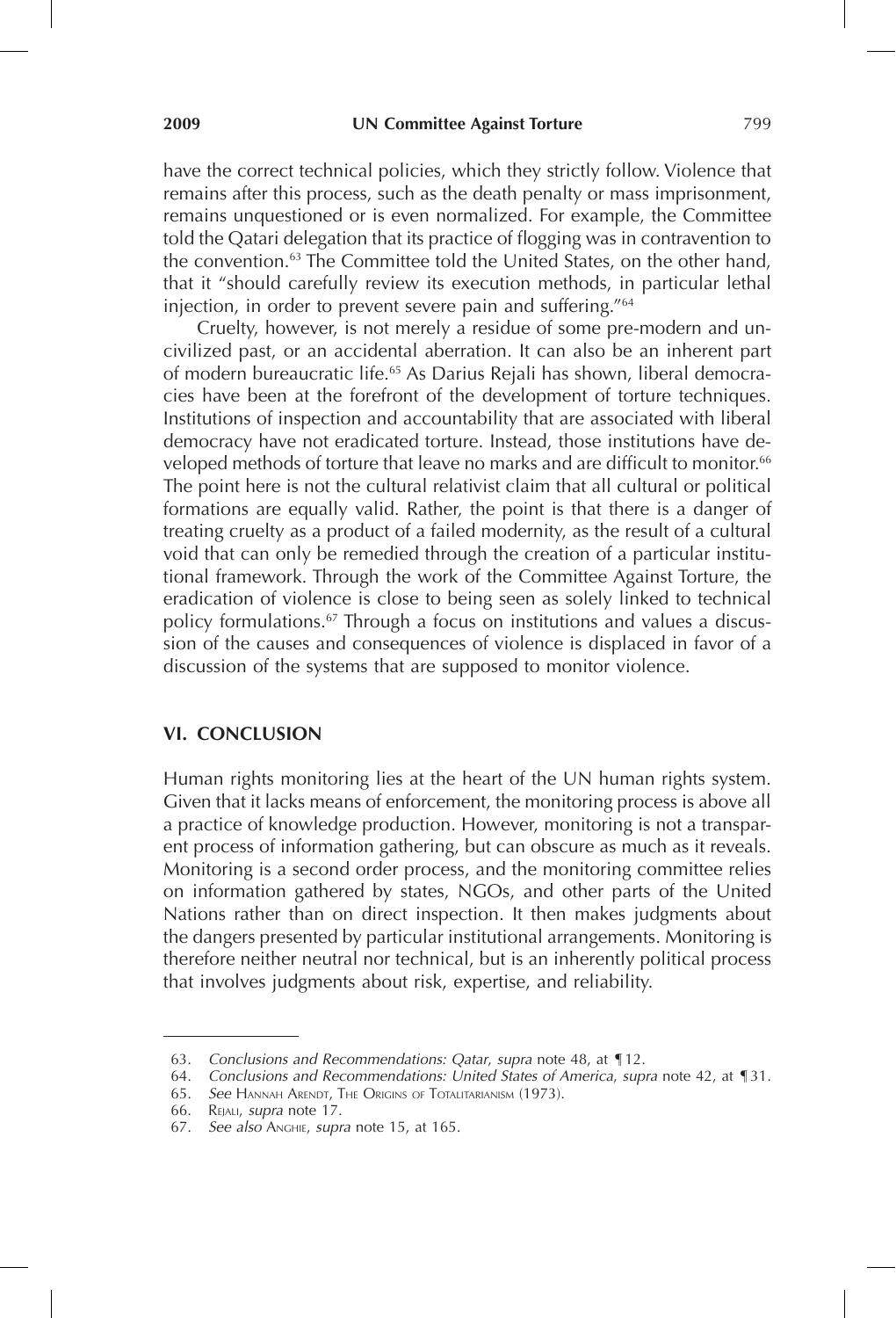have the correct technical policies, which they strictly follow. Violence that remains after this process, such as the death penalty or mass imprisonment, remains unquestioned or is even normalized. For example, the Committee told the Qatari delegation that its practice of flogging was in contravention to the convention.[63] The Committee told the United States, on the other hand, that it "should carefully review its execution methods, in particular lethal injection, in order to prevent severe pain and suffering."[64]

Cruelty, however, is not merely a residue of some pre-modern and uncivilized past, or an accidental aberration. It can also be an inherent part of modern bureaucratic life.[65] As Darius Rejali has shown, liberal democracies have been at the forefront of the development of torture techniques. Institutions of inspection and accountability that are associated with liberal democracy have not eradicated torture. Instead, those institutions have developed methods of torture that leave no marks and are difficult to monitor.[66] The point here is not the cultural relativist claim that all cultural or political formations are equally valid. Rather, the point is that there is a danger of treating cruelty as a product of a failed modernity, as the result of a cultural void that can only be remedied through the creation of a particular institutional framework. Through the work of the Committee Against Torture, the eradication of violence is close to being seen as solely linked to technical policy formulations.[67] Through a focus on institutions and values a discussion of the causes and consequences of violence is displaced in favor of a discussion of the systems that are supposed to monitor violence.

## VI. CONCLUSION

Human rights monitoring lies at the heart of the UN human rights system. Given that it lacks means of enforcement, the monitoring process is above all a practice of knowledge production. However, monitoring is not a transparent process of information gathering, but can obscure as much as it reveals. Monitoring is a second order process, and the monitoring committee relies on information gathered by states, NGOs, and other parts of the United Nations rather than on direct inspection. It then makes judgments about the dangers presented by particular institutional arrangements. Monitoring is therefore neither neutral nor technical, but is an inherently political process that involves judgments about risk, expertise, and reliability.

---

63. *Conclusions and Recommendations: Qatar*, *supra* note 48, at ¶12.
64. *Conclusions and Recommendations: United States of America*, *supra* note 42, at ¶31.
65. *See* Hannah Arendt, The Origins of Totalitarianism (1973).
66. Rejali, *supra* note 17.
67. *See also* Anghie, *supra* note 15, at 165.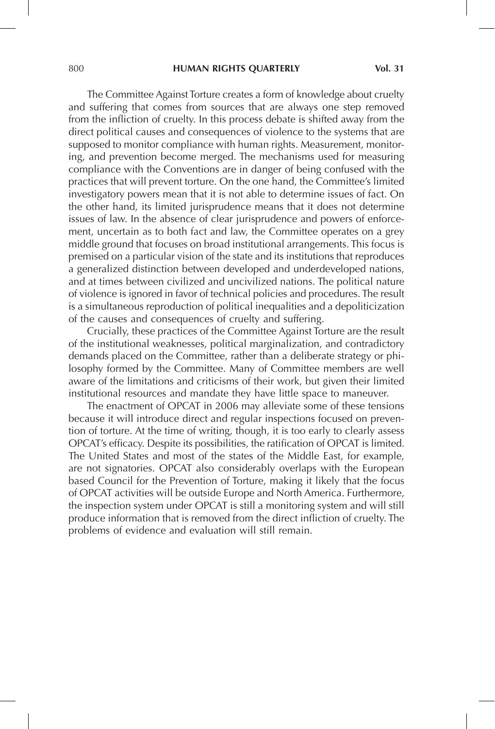The Committee Against Torture creates a form of knowledge about cruelty and suffering that comes from sources that are always one step removed from the infliction of cruelty. In this process debate is shifted away from the direct political causes and consequences of violence to the systems that are supposed to monitor compliance with human rights. Measurement, monitoring, and prevention become merged. The mechanisms used for measuring compliance with the Conventions are in danger of being confused with the practices that will prevent torture. On the one hand, the Committee's limited investigatory powers mean that it is not able to determine issues of fact. On the other hand, its limited jurisprudence means that it does not determine issues of law. In the absence of clear jurisprudence and powers of enforcement, uncertain as to both fact and law, the Committee operates on a grey middle ground that focuses on broad institutional arrangements. This focus is premised on a particular vision of the state and its institutions that reproduces a generalized distinction between developed and underdeveloped nations, and at times between civilized and uncivilized nations. The political nature of violence is ignored in favor of technical policies and procedures. The result is a simultaneous reproduction of political inequalities and a depoliticization of the causes and consequences of cruelty and suffering.

Crucially, these practices of the Committee Against Torture are the result of the institutional weaknesses, political marginalization, and contradictory demands placed on the Committee, rather than a deliberate strategy or philosophy formed by the Committee. Many of Committee members are well aware of the limitations and criticisms of their work, but given their limited institutional resources and mandate they have little space to maneuver.

The enactment of OPCAT in 2006 may alleviate some of these tensions because it will introduce direct and regular inspections focused on prevention of torture. At the time of writing, though, it is too early to clearly assess OPCAT's efficacy. Despite its possibilities, the ratification of OPCAT is limited. The United States and most of the states of the Middle East, for example, are not signatories. OPCAT also considerably overlaps with the European based Council for the Prevention of Torture, making it likely that the focus of OPCAT activities will be outside Europe and North America. Furthermore, the inspection system under OPCAT is still a monitoring system and will still produce information that is removed from the direct infliction of cruelty. The problems of evidence and evaluation will still remain.